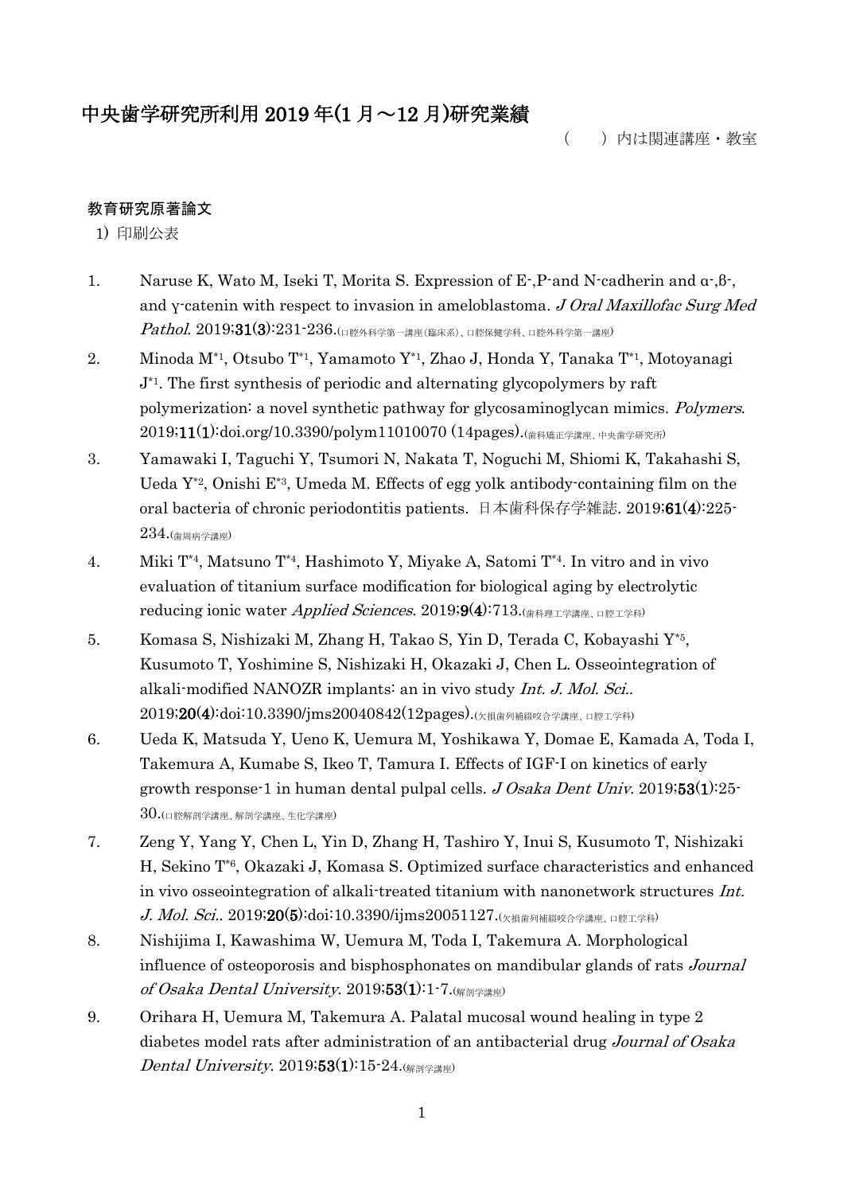# 中央歯学研究所利用 2019 年(1 月～12 月)研究業績

（　）内は関連講座・教室

## 教育研究原著論文

1) 印刷公表

1. Naruse K, Wato M, Iseki T, Morita S. Expression of E-,P-and N-cadherin and α-,β-, and γ-catenin with respect to invasion in ameloblastoma. *J Oral Maxillofac Surg Med Pathol*. 2019;**31**(**3**):231-236.(口腔外科学第一講座(臨床系)、口腔保健学科、口腔外科学第一講座)
2. Minoda M[*1], Otsubo T[*1], Yamamoto Y[*1], Zhao J, Honda Y, Tanaka T[*1], Motoyanagi J[*1]. The first synthesis of periodic and alternating glycopolymers by raft polymerization: a novel synthetic pathway for glycosaminoglycan mimics. *Polymers*. 2019;**11**(**1**):doi.org/10.3390/polym11010070 (14pages).(歯科矯正学講座、中央歯学研究所)
3. Yamawaki I, Taguchi Y, Tsumori N, Nakata T, Noguchi M, Shiomi K, Takahashi S, Ueda Y[*2], Onishi E[*3], Umeda M. Effects of egg yolk antibody-containing film on the oral bacteria of chronic periodontitis patients. 日本歯科保存学雑誌. 2019;**61**(**4**):225-234.(歯周病学講座)
4. Miki T[*4], Matsuno T[*4], Hashimoto Y, Miyake A, Satomi T[*4]. In vitro and in vivo evaluation of titanium surface modification for biological aging by electrolytic reducing ionic water *Applied Sciences*. 2019;**9**(**4**):713.(歯科理工学講座、口腔工学科)
5. Komasa S, Nishizaki M, Zhang H, Takao S, Yin D, Terada C, Kobayashi Y[*5], Kusumoto T, Yoshimine S, Nishizaki H, Okazaki J, Chen L. Osseointegration of alkali-modified NANOZR implants: an in vivo study *Int. J. Mol. Sci.*. 2019;**20**(**4**):doi:10.3390/jms20040842(12pages).(欠損歯列補綴咬合学講座、口腔工学科)
6. Ueda K, Matsuda Y, Ueno K, Uemura M, Yoshikawa Y, Domae E, Kamada A, Toda I, Takemura A, Kumabe S, Ikeo T, Tamura I. Effects of IGF-I on kinetics of early growth response-1 in human dental pulpal cells. *J Osaka Dent Univ*. 2019;**53**(**1**):25-30.(口腔解剖学講座、解剖学講座、生化学講座)
7. Zeng Y, Yang Y, Chen L, Yin D, Zhang H, Tashiro Y, Inui S, Kusumoto T, Nishizaki H, Sekino T[*6], Okazaki J, Komasa S. Optimized surface characteristics and enhanced in vivo osseointegration of alkali-treated titanium with nanonetwork structures *Int. J. Mol. Sci.*. 2019;**20**(**5**):doi:10.3390/ijms20051127.(欠損歯列補綴咬合学講座、口腔工学科)
8. Nishijima I, Kawashima W, Uemura M, Toda I, Takemura A. Morphological influence of osteoporosis and bisphosphonates on mandibular glands of rats *Journal of Osaka Dental University*. 2019;**53**(**1**):1-7.(解剖学講座)
9. Orihara H, Uemura M, Takemura A. Palatal mucosal wound healing in type 2 diabetes model rats after administration of an antibacterial drug *Journal of Osaka Dental University*. 2019;**53**(**1**):15-24.(解剖学講座)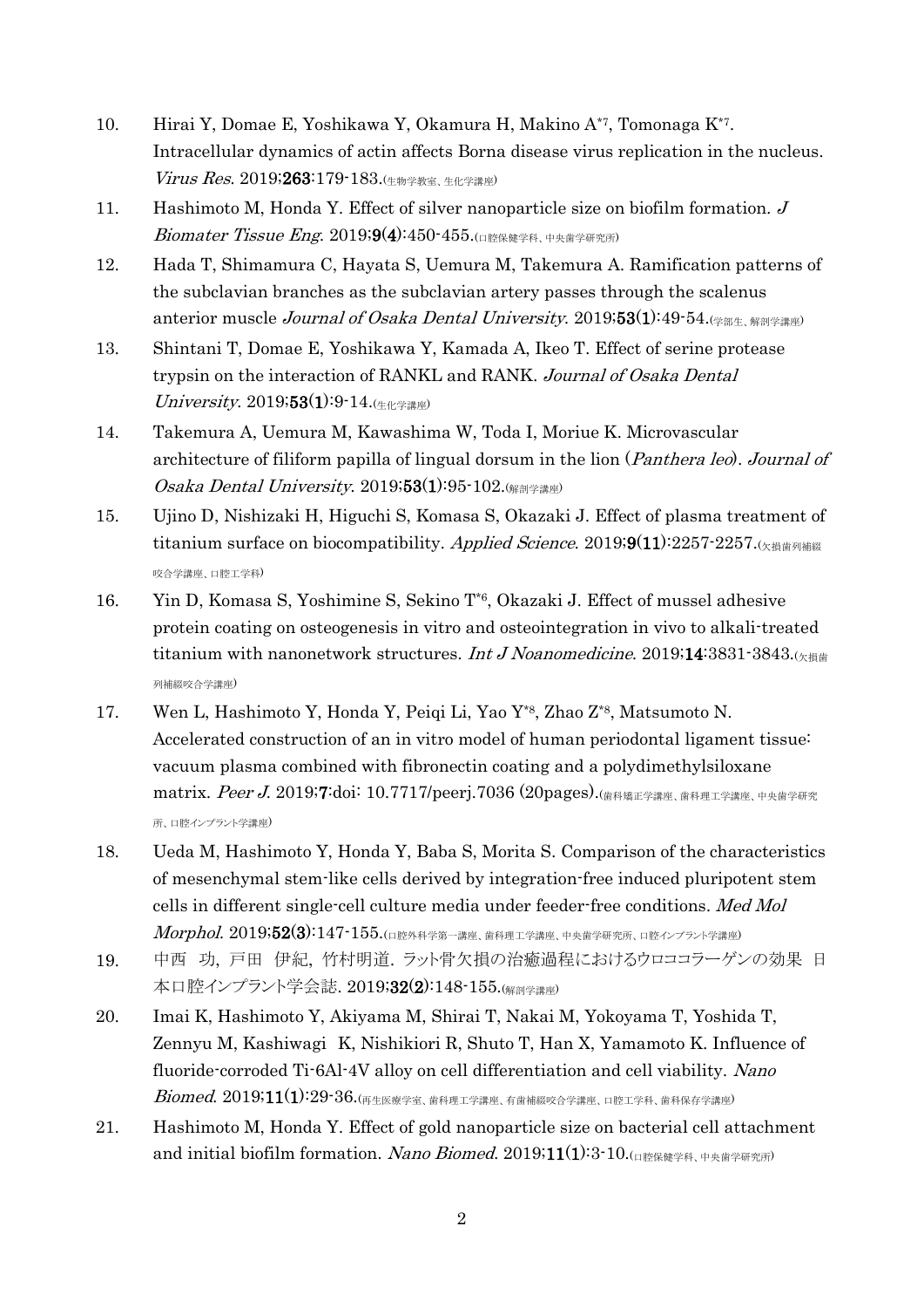10. Hirai Y, Domae E, Yoshikawa Y, Okamura H, Makino A[*7], Tomonaga K[*7]. Intracellular dynamics of actin affects Borna disease virus replication in the nucleus. *Virus Res*. 2019;**263**:179-183.(生物学教室、生化学講座)

11. Hashimoto M, Honda Y. Effect of silver nanoparticle size on biofilm formation. *J Biomater Tissue Eng*. 2019;**9(4)**:450-455.(口腔保健学科、中央歯学研究所)

12. Hada T, Shimamura C, Hayata S, Uemura M, Takemura A. Ramification patterns of the subclavian branches as the subclavian artery passes through the scalenus anterior muscle *Journal of Osaka Dental University*. 2019;**53(1)**:49-54.(学部生、解剖学講座)

13. Shintani T, Domae E, Yoshikawa Y, Kamada A, Ikeo T. Effect of serine protease trypsin on the interaction of RANKL and RANK. *Journal of Osaka Dental University*. 2019;**53(1)**:9-14.(生化学講座)

14. Takemura A, Uemura M, Kawashima W, Toda I, Moriue K. Microvascular architecture of filiform papilla of lingual dorsum in the lion (*Panthera leo*). *Journal of Osaka Dental University*. 2019;**53(1)**:95-102.(解剖学講座)

15. Ujino D, Nishizaki H, Higuchi S, Komasa S, Okazaki J. Effect of plasma treatment of titanium surface on biocompatibility. *Applied Science*. 2019;**9(11)**:2257-2257.(欠損歯列補綴咬合学講座、口腔工学科)

16. Yin D, Komasa S, Yoshimine S, Sekino T[*6], Okazaki J. Effect of mussel adhesive protein coating on osteogenesis in vitro and osteointegration in vivo to alkali-treated titanium with nanonetwork structures. *Int J Noanomedicine*. 2019;**14**:3831-3843.(欠損歯列補綴咬合学講座)

17. Wen L, Hashimoto Y, Honda Y, Peiqi Li, Yao Y[*8], Zhao Z[*8], Matsumoto N. Accelerated construction of an in vitro model of human periodontal ligament tissue: vacuum plasma combined with fibronectin coating and a polydimethylsiloxane matrix. *Peer J*. 2019;**7**:doi: 10.7717/peerj.7036 (20pages).(歯科矯正学講座、歯科理工学講座、中央歯学研究所、口腔インプラント学講座)

18. Ueda M, Hashimoto Y, Honda Y, Baba S, Morita S. Comparison of the characteristics of mesenchymal stem-like cells derived by integration-free induced pluripotent stem cells in different single-cell culture media under feeder-free conditions. *Med Mol Morphol*. 2019;**52(3)**:147-155.(口腔外科学第一講座、歯科理工学講座、中央歯学研究所、口腔インプラント学講座)

19. 中西　功, 戸田　伊紀, 竹村明道. ラット骨欠損の治癒過程におけるウロココラーゲンの効果　日本口腔インプラント学会誌. 2019;**32(2)**:148-155.(解剖学講座)

20. Imai K, Hashimoto Y, Akiyama M, Shirai T, Nakai M, Yokoyama T, Yoshida T, Zennyu M, Kashiwagi K, Nishikiori R, Shuto T, Han X, Yamamoto K. Influence of fluoride-corroded Ti-6Al-4V alloy on cell differentiation and cell viability. *Nano Biomed*. 2019;**11(1)**:29-36.(再生医療学室、歯科理工学講座、有歯補綴咬合学講座、口腔工学科、歯科保存学講座)

21. Hashimoto M, Honda Y. Effect of gold nanoparticle size on bacterial cell attachment and initial biofilm formation. *Nano Biomed*. 2019;**11(1)**:3-10.(口腔保健学科、中央歯学研究所)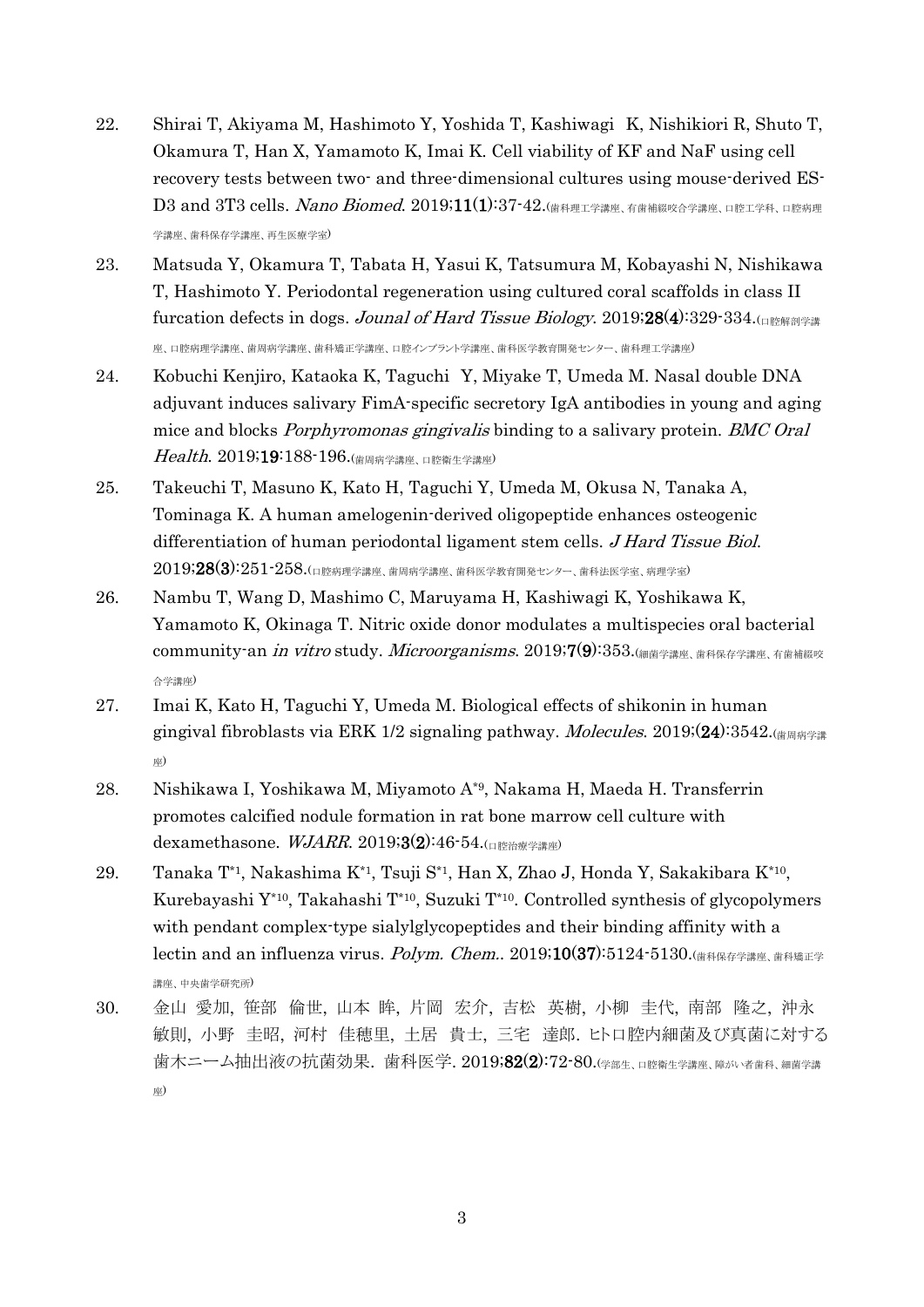22. Shirai T, Akiyama M, Hashimoto Y, Yoshida T, Kashiwagi K, Nishikiori R, Shuto T, Okamura T, Han X, Yamamoto K, Imai K. Cell viability of KF and NaF using cell recovery tests between two- and three-dimensional cultures using mouse-derived ES-D3 and 3T3 cells. *Nano Biomed*. 2019;**11(1)**:37-42.(歯科理工学講座、有歯補綴咬合学講座、口腔工学科、口腔病理学講座、歯科保存学講座、再生医療学室)

23. Matsuda Y, Okamura T, Tabata H, Yasui K, Tatsumura M, Kobayashi N, Nishikawa T, Hashimoto Y. Periodontal regeneration using cultured coral scaffolds in class II furcation defects in dogs. *Jounal of Hard Tissue Biology*. 2019;**28(4)**:329-334.(口腔解剖学講座、口腔病理学講座、歯周病学講座、歯科矯正学講座、口腔インプラント学講座、歯科医学教育開発センター、歯科理工学講座)

24. Kobuchi Kenjiro, Kataoka K, Taguchi Y, Miyake T, Umeda M. Nasal double DNA adjuvant induces salivary FimA-specific secretory IgA antibodies in young and aging mice and blocks *Porphyromonas gingivalis* binding to a salivary protein. *BMC Oral Health*. 2019;**19**:188-196.(歯周病学講座、口腔衛生学講座)

25. Takeuchi T, Masuno K, Kato H, Taguchi Y, Umeda M, Okusa N, Tanaka A, Tominaga K. A human amelogenin-derived oligopeptide enhances osteogenic differentiation of human periodontal ligament stem cells. *J Hard Tissue Biol*. 2019;**28(3)**:251-258.(口腔病理学講座、歯周病学講座、歯科医学教育開発センター、歯科法医学室、病理学室)

26. Nambu T, Wang D, Mashimo C, Maruyama H, Kashiwagi K, Yoshikawa K, Yamamoto K, Okinaga T. Nitric oxide donor modulates a multispecies oral bacterial community-an *in vitro* study. *Microorganisms*. 2019;**7(9)**:353.(細菌学講座、歯科保存学講座、有歯補綴咬合学講座)

27. Imai K, Kato H, Taguchi Y, Umeda M. Biological effects of shikonin in human gingival fibroblasts via ERK 1/2 signaling pathway. *Molecules*. 2019;**(24)**:3542.(歯周病学講座)

28. Nishikawa I, Yoshikawa M, Miyamoto A[*9], Nakama H, Maeda H. Transferrin promotes calcified nodule formation in rat bone marrow cell culture with dexamethasone. *WJARR*. 2019;**3(2)**:46-54.(口腔治療学講座)

29. Tanaka T[*1], Nakashima K[*1], Tsuji S[*1], Han X, Zhao J, Honda Y, Sakakibara K[*10], Kurebayashi Y[*10], Takahashi T[*10], Suzuki T[*10]. Controlled synthesis of glycopolymers with pendant complex-type sialylglycopeptides and their binding affinity with a lectin and an influenza virus. *Polym. Chem.*. 2019;**10(37)**:5124-5130.(歯科保存学講座、歯科矯正学講座、中央歯学研究所)

30. 金山 愛加, 笹部 倫世, 山本 眸, 片岡 宏介, 吉松 英樹, 小柳 圭代, 南部 隆之, 沖永 敏則, 小野 圭昭, 河村 佳穂里, 土居 貴士, 三宅 達郎. ヒト口腔内細菌及び真菌に対する歯木ニーム抽出液の抗菌効果. 歯科医学. 2019;**82(2)**:72-80.(学部生、口腔衛生学講座、障がい者歯科、細菌学講座)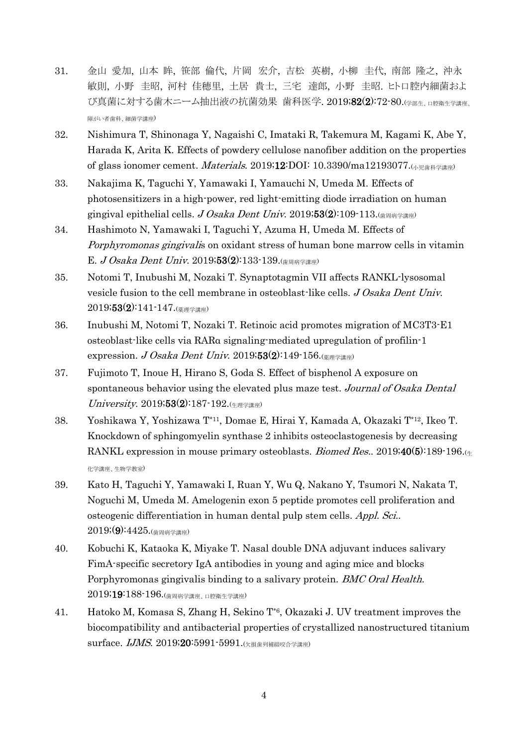31. 金山 愛加, 山本 眸, 笹部 倫代, 片岡 宏介, 吉松 英樹, 小柳 圭代, 南部 隆之, 沖永 敏則, 小野 圭昭, 河村 佳穂里, 土居 貴士, 三宅 達郎, 小野 圭昭. ヒト口腔内細菌および真菌に対する歯木ニーム抽出液の抗菌効果 歯科医学. 2019;**82(2)**:72-80.(学部生、口腔衛生学講座、障がい者歯科、細菌学講座)

32. Nishimura T, Shinonaga Y, Nagaishi C, Imataki R, Takemura M, Kagami K, Abe Y, Harada K, Arita K. Effects of powdery cellulose nanofiber addition on the properties of glass ionomer cement. *Materials*. 2019;**12**:DOI: 10.3390/ma12193077.(小児歯科学講座)

33. Nakajima K, Taguchi Y, Yamawaki I, Yamauchi N, Umeda M. Effects of photosensitizers in a high-power, red light-emitting diode irradiation on human gingival epithelial cells. *J Osaka Dent Univ*. 2019;**53(2)**:109-113.(歯周病学講座)

34. Hashimoto N, Yamawaki I, Taguchi Y, Azuma H, Umeda M. Effects of *Porphyromonas gingivalis* on oxidant stress of human bone marrow cells in vitamin E. *J Osaka Dent Univ*. 2019;**53(2)**:133-139.(歯周病学講座)

35. Notomi T, Inubushi M, Nozaki T. Synaptotagmin VII affects RANKL-lysosomal vesicle fusion to the cell membrane in osteoblast-like cells. *J Osaka Dent Univ*. 2019;**53(2)**:141-147.(薬理学講座)

36. Inubushi M, Notomi T, Nozaki T. Retinoic acid promotes migration of MC3T3-E1 osteoblast-like cells via RARα signaling-mediated upregulation of profilin-1 expression. *J Osaka Dent Univ*. 2019;**53(2)**:149-156.(薬理学講座)

37. Fujimoto T, Inoue H, Hirano S, Goda S. Effect of bisphenol A exposure on spontaneous behavior using the elevated plus maze test. *Journal of Osaka Dental University*. 2019;**53(2)**:187-192.(生理学講座)

38. Yoshikawa Y, Yoshizawa T*11, Domae E, Hirai Y, Kamada A, Okazaki T*12, Ikeo T. Knockdown of sphingomyelin synthase 2 inhibits osteoclastogenesis by decreasing RANKL expression in mouse primary osteoblasts. *Biomed Res.*. 2019;**40(5)**:189-196.(生化学講座、生物学教室)

39. Kato H, Taguchi Y, Yamawaki I, Ruan Y, Wu Q, Nakano Y, Tsumori N, Nakata T, Noguchi M, Umeda M. Amelogenin exon 5 peptide promotes cell proliferation and osteogenic differentiation in human dental pulp stem cells. *Appl. Sci.*. 2019;**(9)**:4425.(歯周病学講座)

40. Kobuchi K, Kataoka K, Miyake T. Nasal double DNA adjuvant induces salivary FimA-specific secretory IgA antibodies in young and aging mice and blocks Porphyromonas gingivalis binding to a salivary protein. *BMC Oral Health*. 2019;**19**:188-196.(歯周病学講座、口腔衛生学講座)

41. Hatoko M, Komasa S, Zhang H, Sekino T*6, Okazaki J. UV treatment improves the biocompatibility and antibacterial properties of crystallized nanostructured titanium surface. *IJMS*. 2019;**20**:5991-5991.(欠損歯列補綴咬合学講座)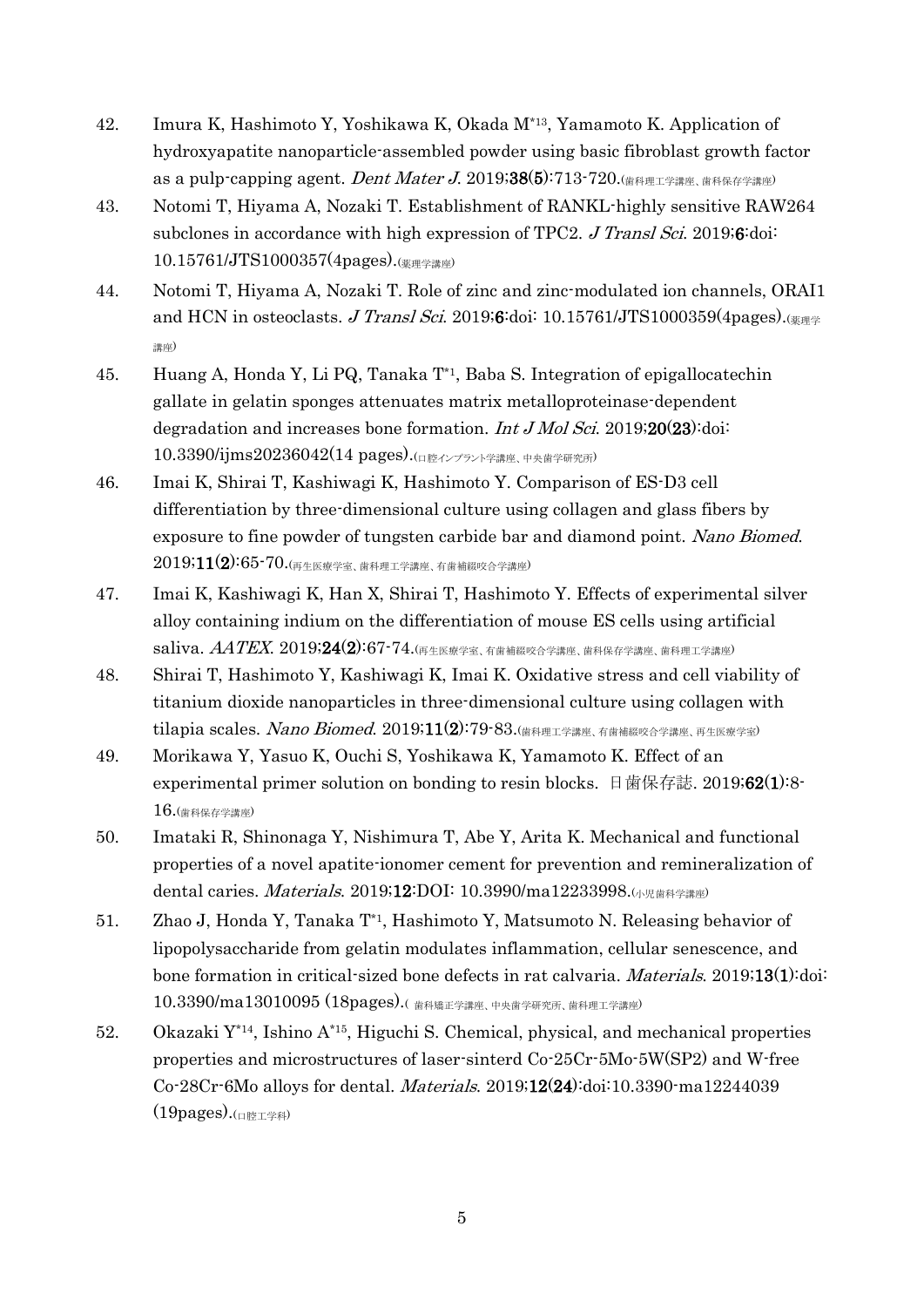42. Imura K, Hashimoto Y, Yoshikawa K, Okada M[*13], Yamamoto K. Application of hydroxyapatite nanoparticle-assembled powder using basic fibroblast growth factor as a pulp-capping agent. *Dent Mater J*. 2019;**38**(**5**):713-720.(歯科理工学講座、歯科保存学講座)

43. Notomi T, Hiyama A, Nozaki T. Establishment of RANKL-highly sensitive RAW264 subclones in accordance with high expression of TPC2. *J Transl Sci*. 2019;**6**:doi: 10.15761/JTS1000357(4pages).(薬理学講座)

44. Notomi T, Hiyama A, Nozaki T. Role of zinc and zinc-modulated ion channels, ORAI1 and HCN in osteoclasts. *J Transl Sci*. 2019;**6**:doi: 10.15761/JTS1000359(4pages).(薬理学講座)

45. Huang A, Honda Y, Li PQ, Tanaka T[*1], Baba S. Integration of epigallocatechin gallate in gelatin sponges attenuates matrix metalloproteinase-dependent degradation and increases bone formation. *Int J Mol Sci*. 2019;**20**(**23**):doi: 10.3390/ijms20236042(14 pages).(口腔インプラント学講座、中央歯学研究所)

46. Imai K, Shirai T, Kashiwagi K, Hashimoto Y. Comparison of ES-D3 cell differentiation by three-dimensional culture using collagen and glass fibers by exposure to fine powder of tungsten carbide bar and diamond point. *Nano Biomed*. 2019;**11**(**2**):65-70.(再生医療学室、歯科理工学講座、有歯補綴咬合学講座)

47. Imai K, Kashiwagi K, Han X, Shirai T, Hashimoto Y. Effects of experimental silver alloy containing indium on the differentiation of mouse ES cells using artificial saliva. *AATEX*. 2019;**24**(**2**):67-74.(再生医療学室、有歯補綴咬合学講座、歯科保存学講座、歯科理工学講座)

48. Shirai T, Hashimoto Y, Kashiwagi K, Imai K. Oxidative stress and cell viability of titanium dioxide nanoparticles in three-dimensional culture using collagen with tilapia scales. *Nano Biomed*. 2019;**11**(**2**):79-83.(歯科理工学講座、有歯補綴咬合学講座、再生医療学室)

49. Morikawa Y, Yasuo K, Ouchi S, Yoshikawa K, Yamamoto K. Effect of an experimental primer solution on bonding to resin blocks. 日歯保存誌. 2019;**62**(**1**):8-16.(歯科保存学講座)

50. Imataki R, Shinonaga Y, Nishimura T, Abe Y, Arita K. Mechanical and functional properties of a novel apatite-ionomer cement for prevention and remineralization of dental caries. *Materials*. 2019;**12**:DOI: 10.3990/ma12233998.(小児歯科学講座)

51. Zhao J, Honda Y, Tanaka T[*1], Hashimoto Y, Matsumoto N. Releasing behavior of lipopolysaccharide from gelatin modulates inflammation, cellular senescence, and bone formation in critical-sized bone defects in rat calvaria. *Materials*. 2019;**13**(**1**):doi: 10.3390/ma13010095 (18pages).( 歯科矯正学講座、中央歯学研究所、歯科理工学講座)

52. Okazaki Y[*14], Ishino A[*15], Higuchi S. Chemical, physical, and mechanical properties properties and microstructures of laser-sinterd Co-25Cr-5Mo-5W(SP2) and W-free Co-28Cr-6Mo alloys for dental. *Materials*. 2019;**12**(**24**):doi:10.3390-ma12244039 (19pages).(口腔工学科)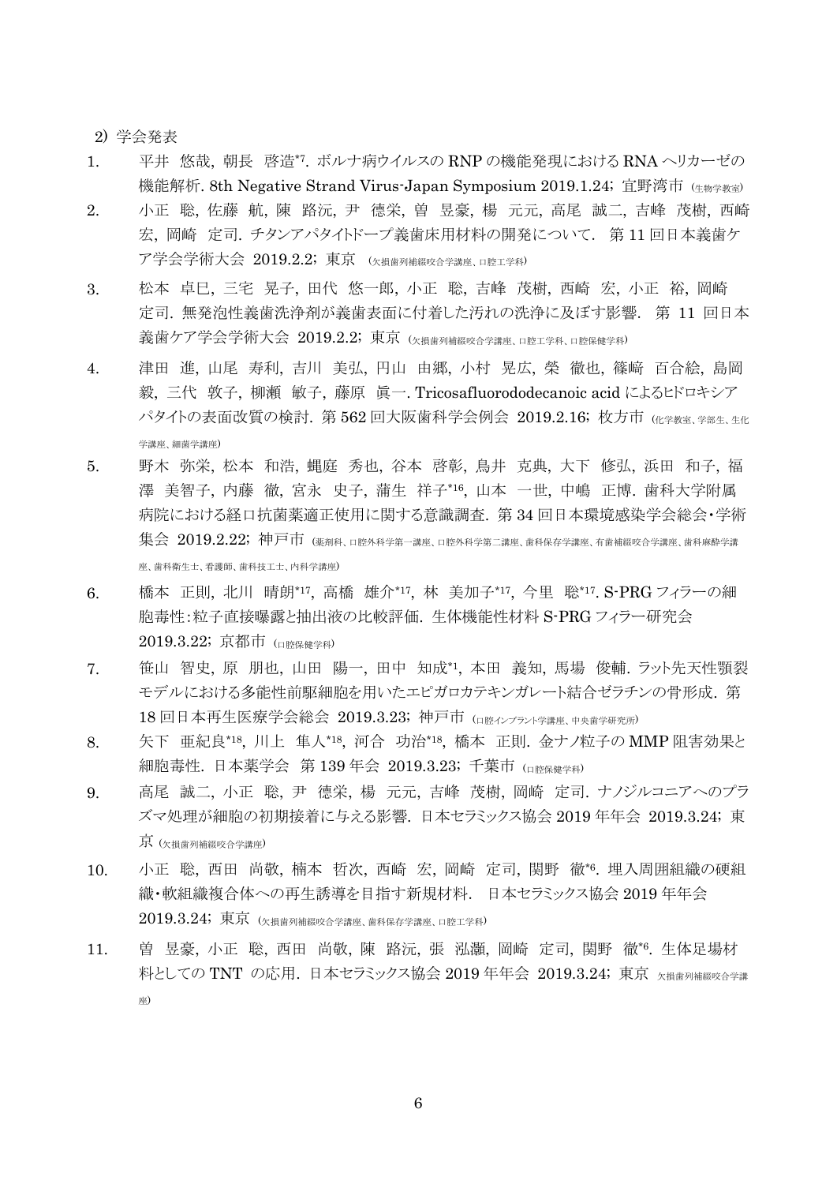2) 学会発表

1. 平井 悠哉, 朝長 啓造[*7]. ボルナ病ウイルスの RNP の機能発現における RNA ヘリカーゼの機能解析. 8th Negative Strand Virus-Japan Symposium 2019.1.24; 宜野湾市 (生物学教室)
2. 小正 聡, 佐藤 航, 陳 路沅, 尹 徳栄, 曽 昱豪, 楊 元元, 高尾 誠二, 吉峰 茂樹, 西崎 宏, 岡崎 定司. チタンアパタイトドープ義歯床用材料の開発について. 第 11 回日本義歯ケア学会学術大会 2019.2.2; 東京 (欠損歯列補綴咬合学講座、口腔工学科)
3. 松本 卓巳, 三宅 晃子, 田代 悠一郎, 小正 聡, 吉峰 茂樹, 西崎 宏, 小正 裕, 岡崎 定司. 無発泡性義歯洗浄剤が義歯表面に付着した汚れの洗浄に及ぼす影響. 第 11 回日本義歯ケア学会学術大会 2019.2.2; 東京 (欠損歯列補綴咬合学講座、口腔工学科、口腔保健学科)
4. 津田 進, 山尾 寿利, 吉川 美弘, 円山 由郷, 小村 晃広, 榮 徹也, 篠﨑 百合絵, 島岡 毅, 三代 敦子, 柳瀬 敏子, 藤原 眞一. Tricosafluorododecanoic acid によるヒドロキシアパタイトの表面改質の検討. 第 562 回大阪歯科学会例会 2019.2.16; 枚方市 (化学教室、学部生、生化学講座、細菌学講座)
5. 野木 弥栄, 松本 和浩, 蝿庭 秀也, 谷本 啓彰, 鳥井 克典, 大下 修弘, 浜田 和子, 福澤 美智子, 内藤 徹, 宮永 史子, 蒲生 祥子[*16], 山本 一世, 中嶋 正博. 歯科大学附属病院における経口抗菌薬適正使用に関する意識調査. 第 34 回日本環境感染学会総会・学術集会 2019.2.22; 神戸市 (薬剤科、口腔外科学第一講座、口腔外科学第二講座、歯科保存学講座、有歯補綴咬合学講座、歯科麻酔学講座、歯科衛生士、看護師、歯科技工士、内科学講座)
6. 橋本 正則, 北川 晴朗[*17], 高橋 雄介[*17], 林 美加子[*17], 今里 聡[*17]. S-PRG フィラーの細胞毒性:粒子直接曝露と抽出液の比較評価. 生体機能性材料 S-PRG フィラー研究会 2019.3.22; 京都市 (口腔保健学科)
7. 笹山 智史, 原 朋也, 山田 陽一, 田中 知成[*1], 本田 義知, 馬場 俊輔. ラット先天性顎裂モデルにおける多能性前駆細胞を用いたエピガロカテキンガレート結合ゼラチンの骨形成. 第 18 回日本再生医療学会総会 2019.3.23; 神戸市 (口腔インプラント学講座、中央歯学研究所)
8. 矢下 亜紀良[*18], 川上 隼人[*18], 河合 功治[*18], 橋本 正則. 金ナノ粒子の MMP 阻害効果と細胞毒性. 日本薬学会 第 139 年会 2019.3.23; 千葉市 (口腔保健学科)
9. 高尾 誠二, 小正 聡, 尹 徳栄, 楊 元元, 吉峰 茂樹, 岡崎 定司. ナノジルコニアへのプラズマ処理が細胞の初期接着に与える影響. 日本セラミックス協会 2019 年年会 2019.3.24; 東京 (欠損歯列補綴咬合学講座)
10. 小正 聡, 西田 尚敬, 楠本 哲次, 西崎 宏, 岡崎 定司, 関野 徹[*6]. 埋入周囲組織の硬組織・軟組織複合体への再生誘導を目指す新規材料. 日本セラミックス協会 2019 年年会 2019.3.24; 東京 (欠損歯列補綴咬合学講座、歯科保存学講座、口腔工学科)
11. 曽 昱豪, 小正 聡, 西田 尚敬, 陳 路沅, 張 泓灝, 岡崎 定司, 関野 徹[*6]. 生体足場材料としての TNT の応用. 日本セラミックス協会 2019 年年会 2019.3.24; 東京 欠損歯列補綴咬合学講座)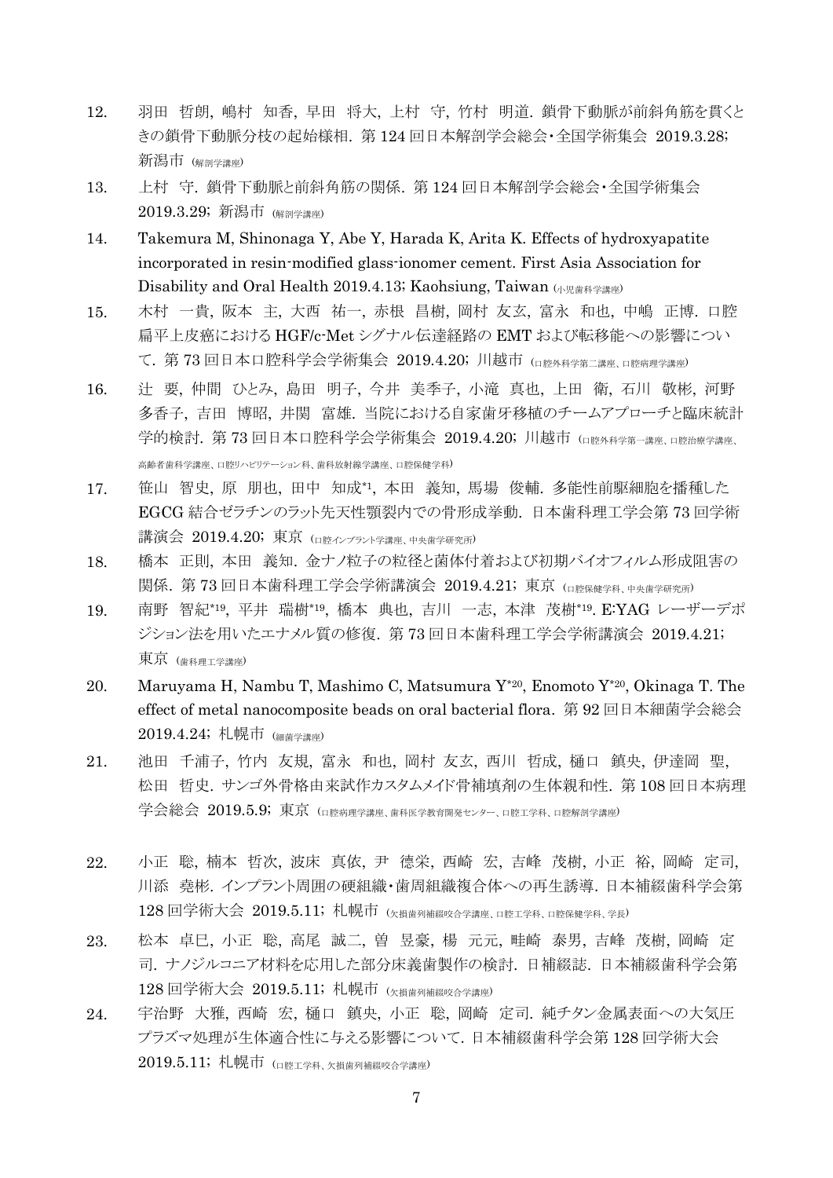12. 羽田 哲朗, 嶋村 知香, 早田 将大, 上村 守, 竹村 明道. 鎖骨下動脈が前斜角筋を貫くときの鎖骨下動脈分枝の起始様相. 第 124 回日本解剖学会総会・全国学術集会 2019.3.28; 新潟市 (解剖学講座)

13. 上村 守. 鎖骨下動脈と前斜角筋の関係. 第 124 回日本解剖学会総会・全国学術集会 2019.3.29; 新潟市 (解剖学講座)

14. Takemura M, Shinonaga Y, Abe Y, Harada K, Arita K. Effects of hydroxyapatite incorporated in resin-modified glass-ionomer cement. First Asia Association for Disability and Oral Health 2019.4.13; Kaohsiung, Taiwan (小児歯科学講座)

15. 木村 一貴, 阪本 圭, 大西 祐一, 赤根 昌樹, 岡村 友玄, 富永 和也, 中嶋 正博. 口腔扁平上皮癌における HGF/c-Met シグナル伝達経路の EMT および転移能への影響について. 第 73 回日本口腔科学会学術集会 2019.4.20; 川越市 (口腔外科学第二講座、口腔病理学講座)

16. 辻 要, 仲間 ひとみ, 島田 明子, 今井 美季子, 小滝 真也, 上田 衛, 石川 敬彬, 河野 多香子, 吉田 博昭, 井関 富雄. 当院における自家歯牙移植のチームアプローチと臨床統計学的検討. 第 73 回日本口腔科学会学術集会 2019.4.20; 川越市 (口腔外科学第一講座、口腔治療学講座、高齢者歯科学講座、口腔リハビリテーション科、歯科放射線学講座、口腔保健学科)

17. 笹山 智史, 原 朋也, 田中 知成[1], 本田 義知, 馬場 俊輔. 多能性前駆細胞を播種した EGCG 結合ゼラチンのラット先天性顎裂内での骨形成挙動. 日本歯科理工学会第 73 回学術講演会 2019.4.20; 東京 (口腔インプラント学講座、中央歯学研究所)

18. 橋本 正則, 本田 義知. 金ナノ粒子の粒径と菌体付着および初期バイオフィルム形成阻害の関係. 第 73 回日本歯科理工学会学術講演会 2019.4.21; 東京 (口腔保健学科、中央歯学研究所)

19. 南野 智紀[19], 平井 瑞樹[19], 橋本 典也, 吉川 一志, 本津 茂樹[19]. E:YAG レーザーデポジション法を用いたエナメル質の修復. 第 73 回日本歯科理工学会学術講演会 2019.4.21; 東京 (歯科理工学講座)

20. Maruyama H, Nambu T, Mashimo C, Matsumura Y[20], Enomoto Y[20], Okinaga T. The effect of metal nanocomposite beads on oral bacterial flora. 第 92 回日本細菌学会総会 2019.4.24; 札幌市 (細菌学講座)

21. 池田 千浦子, 竹内 友規, 富永 和也, 岡村 友玄, 西川 哲成, 樋口 鎮央, 伊達岡 聖, 松田 哲史. サンゴ外骨格由来試作カスタムメイド骨補填剤の生体親和性. 第 108 回日本病理学会総会 2019.5.9; 東京 (口腔病理学講座、歯科医学教育開発センター、口腔工学科、口腔解剖学講座)

22. 小正 聡, 楠本 哲次, 波床 真依, 尹 徳栄, 西崎 宏, 吉峰 茂樹, 小正 裕, 岡崎 定司, 川添 堯彬. インプラント周囲の硬組織・歯周組織複合体への再生誘導. 日本補綴歯科学会第 128 回学術大会 2019.5.11; 札幌市 (欠損歯列補綴咬合学講座、口腔工学科、口腔保健学科、学長)

23. 松本 卓巳, 小正 聡, 高尾 誠二, 曽 昱豪, 楊 元元, 畦崎 泰男, 吉峰 茂樹, 岡崎 定司. ナノジルコニア材料を応用した部分床義歯製作の検討. 日補綴誌. 日本補綴歯科学会第 128 回学術大会 2019.5.11; 札幌市 (欠損歯列補綴咬合学講座)

24. 宇治野 大雅, 西崎 宏, 樋口 鎮央, 小正 聡, 岡崎 定司. 純チタン金属表面への大気圧プラズマ処理が生体適合性に与える影響について. 日本補綴歯科学会第 128 回学術大会 2019.5.11; 札幌市 (口腔工学科、欠損歯列補綴咬合学講座)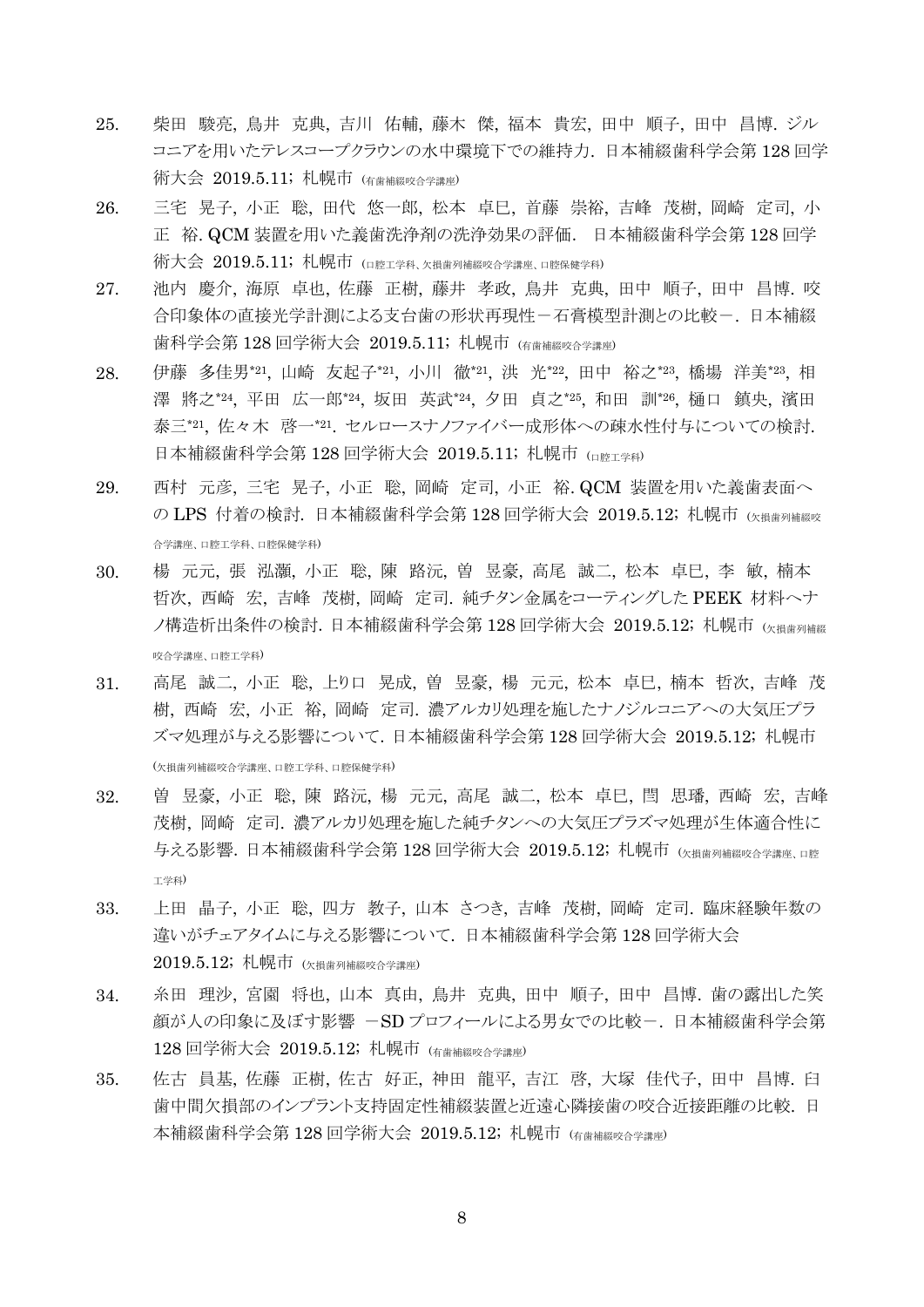25. 柴田 駿亮, 鳥井 克典, 吉川 佑輔, 藤木 傑, 福本 貴宏, 田中 順子, 田中 昌博. ジルコニアを用いたテレスコープクラウンの水中環境下での維持力. 日本補綴歯科学会第 128 回学術大会 2019.5.11; 札幌市 (有歯補綴咬合学講座)

26. 三宅 晃子, 小正 聡, 田代 悠一郎, 松本 卓巳, 首藤 崇裕, 吉峰 茂樹, 岡崎 定司, 小正 裕. QCM 装置を用いた義歯洗浄剤の洗浄効果の評価. 日本補綴歯科学会第 128 回学術大会 2019.5.11; 札幌市 (口腔工学科、欠損歯列補綴咬合学講座、口腔保健学科)

27. 池内 慶介, 海原 卓也, 佐藤 正樹, 藤井 孝政, 鳥井 克典, 田中 順子, 田中 昌博. 咬合印象体の直接光学計測による支台歯の形状再現性－石膏模型計測との比較－. 日本補綴歯科学会第 128 回学術大会 2019.5.11; 札幌市 (有歯補綴咬合学講座)

28. 伊藤 多佳男*21, 山崎 友起子*21, 小川 徹*21, 洪 光*22, 田中 裕之*23, 橋場 洋美*23, 相澤 將之*24, 平田 広一郎*24, 坂田 英武*24, 夕田 貞之*25, 和田 訓*26, 樋口 鎮央, 濱田 泰三*21, 佐々木 啓一*21. セルロースナノファイバー成形体への疎水性付与についての検討. 日本補綴歯科学会第 128 回学術大会 2019.5.11; 札幌市 (口腔工学科)

29. 西村 元彦, 三宅 晃子, 小正 聡, 岡崎 定司, 小正 裕. QCM 装置を用いた義歯表面への LPS 付着の検討. 日本補綴歯科学会第 128 回学術大会 2019.5.12; 札幌市 (欠損歯列補綴咬合学講座、口腔工学科、口腔保健学科)

30. 楊 元元, 張 泓灝, 小正 聡, 陳 路沅, 曽 昱豪, 高尾 誠二, 松本 卓巳, 李 敏, 楠本 哲次, 西崎 宏, 吉峰 茂樹, 岡崎 定司. 純チタン金属をコーティングした PEEK 材料へナノ構造析出条件の検討. 日本補綴歯科学会第 128 回学術大会 2019.5.12; 札幌市 (欠損歯列補綴咬合学講座、口腔工学科)

31. 高尾 誠二, 小正 聡, 上り口 晃成, 曽 昱豪, 楊 元元, 松本 卓巳, 楠本 哲次, 吉峰 茂樹, 西崎 宏, 小正 裕, 岡崎 定司. 濃アルカリ処理を施したナノジルコニアへの大気圧プラズマ処理が与える影響について. 日本補綴歯科学会第 128 回学術大会 2019.5.12; 札幌市 (欠損歯列補綴咬合学講座、口腔工学科、口腔保健学科)

32. 曽 昱豪, 小正 聡, 陳 路沅, 楊 元元, 高尾 誠二, 松本 卓巳, 閆 思璠, 西崎 宏, 吉峰 茂樹, 岡崎 定司. 濃アルカリ処理を施した純チタンへの大気圧プラズマ処理が生体適合性に与える影響. 日本補綴歯科学会第 128 回学術大会 2019.5.12; 札幌市 (欠損歯列補綴咬合学講座、口腔工学科)

33. 上田 晶子, 小正 聡, 四方 教子, 山本 さつき, 吉峰 茂樹, 岡崎 定司. 臨床経験年数の違いがチェアタイムに与える影響について. 日本補綴歯科学会第 128 回学術大会 2019.5.12; 札幌市 (欠損歯列補綴咬合学講座)

34. 糸田 理沙, 宮園 将也, 山本 真由, 鳥井 克典, 田中 順子, 田中 昌博. 歯の露出した笑顔が人の印象に及ぼす影響 －SD プロフィールによる男女での比較－. 日本補綴歯科学会第 128 回学術大会 2019.5.12; 札幌市 (有歯補綴咬合学講座)

35. 佐古 員基, 佐藤 正樹, 佐古 好正, 神田 龍平, 吉江 啓, 大塚 佳代子, 田中 昌博. 臼歯中間欠損部のインプラント支持固定性補綴装置と近遠心隣接歯の咬合近接距離の比較. 日本補綴歯科学会第 128 回学術大会 2019.5.12; 札幌市 (有歯補綴咬合学講座)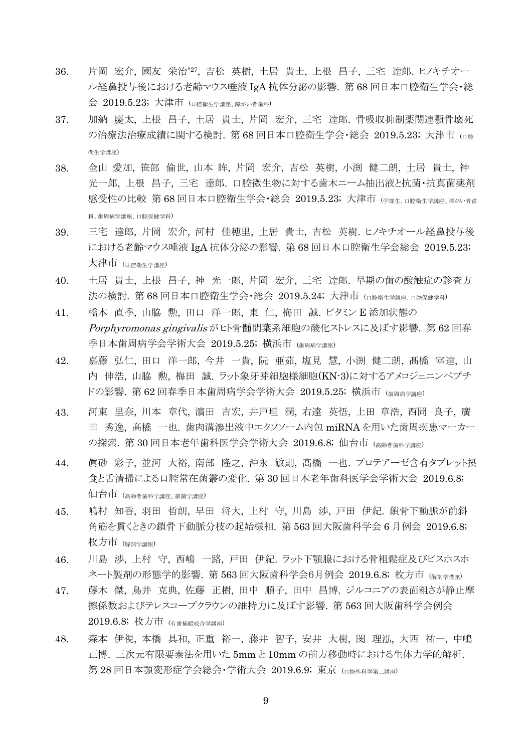36. 片岡 宏介, 國友 栄治*27, 吉松 英樹, 土居 貴士, 上根 昌子, 三宅 達郎. ヒノキチオール経鼻投与後における老齢マウス唾液 IgA 抗体分泌の影響. 第 68 回日本口腔衛生学会・総会 2019.5.23; 大津市 (口腔衛生学講座、障がい者歯科)

37. 加納 慶太, 上根 昌子, 土居 貴士, 片岡 宏介, 三宅 達郎. 骨吸収抑制薬関連顎骨壊死の治療法治療成績に関する検討. 第 68 回日本口腔衛生学会・総会 2019.5.23; 大津市 (口腔衛生学講座)

38. 金山 愛加, 笹部 倫世, 山本 眸, 片岡 宏介, 吉松 英樹, 小渕 健二朗, 土居 貴士, 神 光一郎, 上根 昌子, 三宅 達郎. 口腔微生物に対する歯木ニーム抽出液と抗菌・抗真菌薬剤感受性の比較 第 68 回日本口腔衛生学会・総会 2019.5.23; 大津市 (学部生、口腔衛生学講座、障がい者歯科、歯周病学講座、口腔保健学科)

39. 三宅 達郎, 片岡 宏介, 河村 佳穂里, 土居 貴士, 吉松 英樹. ヒノキチオール経鼻投与後における老齢マウス唾液 IgA 抗体分泌の影響. 第 68 回日本口腔衛生学会総会 2019.5.23; 大津市 (口腔衛生学講座)

40. 土居 貴士, 上根 昌子, 神 光一郎, 片岡 宏介, 三宅 達郎. 早期の歯の酸蝕症の診査方法の検討. 第 68 回日本口腔衛生学会・総会 2019.5.24; 大津市 (口腔衛生学講座、口腔保健学科)

41. 橋本 直季, 山脇 勲, 田口 洋一郎, 東 仁, 梅田 誠. ビタミン E 添加状態の *Porphyromonas gingivalis* がヒト骨髄間葉系細胞の酸化ストレスに及ぼす影響. 第 62 回春季日本歯周病学会学術大会 2019.5.25; 横浜市 (歯周病学講座)

42. 嘉藤 弘仁, 田口 洋一郎, 今井 一貴, 阮 亜茹, 塩見 慧, 小渕 健二朗, 髙橋 宰達, 山内 伸浩, 山脇 勲, 梅田 誠. ラット象牙芽細胞様細胞(KN-3)に対するアメロジェニンペプチドの影響. 第 62 回春季日本歯周病学会学術大会 2019.5.25; 横浜市 (歯周病学講座)

43. 河東 里奈, 川本 章代, 濵田 吉宏, 井戸垣 潤, 右遠 英悟, 上田 章浩, 西岡 良子, 廣田 秀逸, 髙橋 一也. 歯肉溝滲出液中エクソソーム内包 miRNA を用いた歯周疾患マーカーの探索. 第 30 回日本老年歯科医学会学術大会 2019.6.8; 仙台市 (高齢者歯科学講座)

44. 眞砂 彩子, 並河 大裕, 南部 隆之, 沖永 敏則, 髙橋 一也. プロテアーゼ含有タブレット摂食と舌清掃による口腔常在菌叢の変化. 第 30 回日本老年歯科医学会学術大会 2019.6.8; 仙台市 (高齢者歯科学講座、細菌学講座)

45. 嶋村 知香, 羽田 哲朗, 早田 将大, 上村 守, 川島 渉, 戸田 伊紀. 鎖骨下動脈が前斜角筋を貫くときの鎖骨下動脈分枝の起始様相. 第 563 回大阪歯科学会 6 月例会 2019.6.8; 枚方市 (解剖学講座)

46. 川島 渉, 上村 守, 西嶋 一路, 戸田 伊紀. ラット下顎腺における骨粗鬆症及びビスホスホネート製剤の形態学的影響. 第 563 回大阪歯科学会6月例会 2019.6.8; 枚方市 (解剖学講座)

47. 藤木 傑, 鳥井 克典, 佐藤 正樹, 田中 順子, 田中 昌博. ジルコニアの表面粗さが静止摩擦係数およびテレスコープクラウンの維持力に及ぼす影響. 第 563 回大阪歯科学会例会 2019.6.8; 枚方市 (有歯補綴咬合学講座)

48. 森本 伊視, 本橋 具和, 正重 裕一, 藤井 智子, 安井 大樹, 関 理泓, 大西 祐一, 中嶋 正博. 三次元有限要素法を用いた 5mm と 10mm の前方移動時における生体力学的解析. 第 28 回日本顎変形症学会総会・学術大会 2019.6.9; 東京 (口腔外科学第二講座)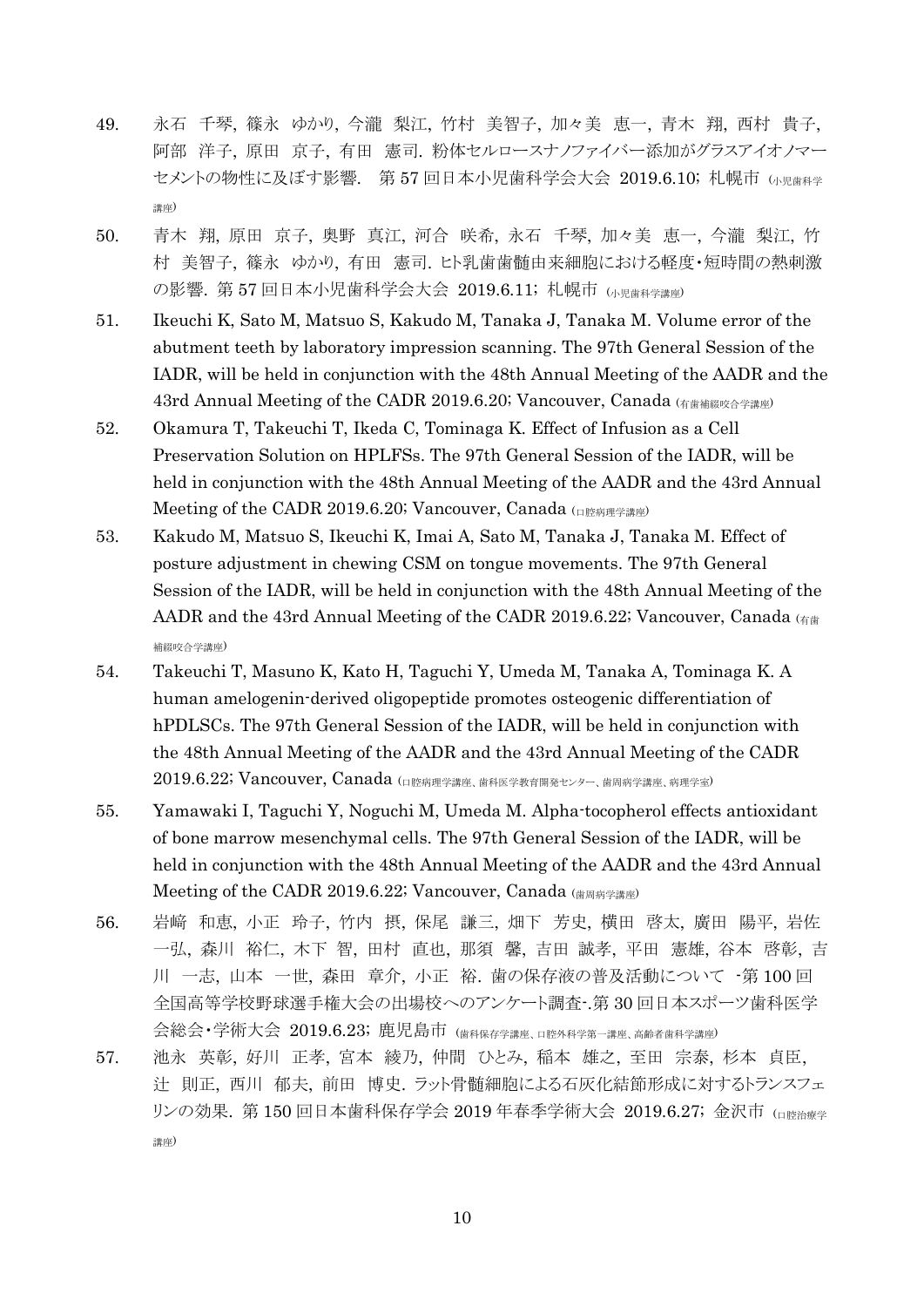49. 永石　千琴, 篠永　ゆかり, 今瀧　梨江, 竹村　美智子, 加々美　恵一, 青木　翔, 西村　貴子, 阿部　洋子, 原田　京子, 有田　憲司. 粉体セルロースナノファイバー添加がグラスアイオノマーセメントの物性に及ぼす影響.　第 57 回日本小児歯科学会大会　2019.6.10; 札幌市 (小児歯科学講座)

50. 青木　翔, 原田　京子, 奥野　真江, 河合　咲希, 永石　千琴, 加々美　恵一, 今瀧　梨江, 竹村　美智子, 篠永　ゆかり, 有田　憲司. ヒト乳歯歯髄由来細胞における軽度・短時間の熱刺激の影響. 第 57 回日本小児歯科学会大会　2019.6.11; 札幌市 (小児歯科学講座)

51. Ikeuchi K, Sato M, Matsuo S, Kakudo M, Tanaka J, Tanaka M. Volume error of the abutment teeth by laboratory impression scanning. The 97th General Session of the IADR, will be held in conjunction with the 48th Annual Meeting of the AADR and the 43rd Annual Meeting of the CADR 2019.6.20; Vancouver, Canada (有歯補綴咬合学講座)

52. Okamura T, Takeuchi T, Ikeda C, Tominaga K. Effect of Infusion as a Cell Preservation Solution on HPLFSs. The 97th General Session of the IADR, will be held in conjunction with the 48th Annual Meeting of the AADR and the 43rd Annual Meeting of the CADR 2019.6.20; Vancouver, Canada (口腔病理学講座)

53. Kakudo M, Matsuo S, Ikeuchi K, Imai A, Sato M, Tanaka J, Tanaka M. Effect of posture adjustment in chewing CSM on tongue movements. The 97th General Session of the IADR, will be held in conjunction with the 48th Annual Meeting of the AADR and the 43rd Annual Meeting of the CADR 2019.6.22; Vancouver, Canada (有歯補綴咬合学講座)

54. Takeuchi T, Masuno K, Kato H, Taguchi Y, Umeda M, Tanaka A, Tominaga K. A human amelogenin-derived oligopeptide promotes osteogenic differentiation of hPDLSCs. The 97th General Session of the IADR, will be held in conjunction with the 48th Annual Meeting of the AADR and the 43rd Annual Meeting of the CADR 2019.6.22; Vancouver, Canada (口腔病理学講座、歯科医学教育開発センター、歯周病学講座、病理学室)

55. Yamawaki I, Taguchi Y, Noguchi M, Umeda M. Alpha-tocopherol effects antioxidant of bone marrow mesenchymal cells. The 97th General Session of the IADR, will be held in conjunction with the 48th Annual Meeting of the AADR and the 43rd Annual Meeting of the CADR 2019.6.22; Vancouver, Canada (歯周病学講座)

56. 岩﨑　和恵, 小正　玲子, 竹内　摂, 保尾　謙三, 畑下　芳史, 横田　啓太, 廣田　陽平, 岩佐　一弘, 森川　裕仁, 木下　智, 田村　直也, 那須　馨, 吉田　誠孝, 平田　憲雄, 谷本　啓彰, 吉川　一志, 山本　一世, 森田　章介, 小正　裕. 歯の保存液の普及活動について　-第 100 回全国高等学校野球選手権大会の出場校へのアンケート調査-.第 30 回日本スポーツ歯科医学会総会・学術大会　2019.6.23; 鹿児島市 (歯科保存学講座、口腔外科学第一講座、高齢者歯科学講座)

57. 池永　英彰, 好川　正孝, 宮本　綾乃, 仲間　ひとみ, 稲本　雄之, 至田　宗泰, 杉本　貞臣, 辻　則正, 西川　郁夫, 前田　博史. ラット骨髄細胞による石灰化結節形成に対するトランスフェリンの効果. 第 150 回日本歯科保存学会 2019 年春季学術大会　2019.6.27; 金沢市 (口腔治療学講座)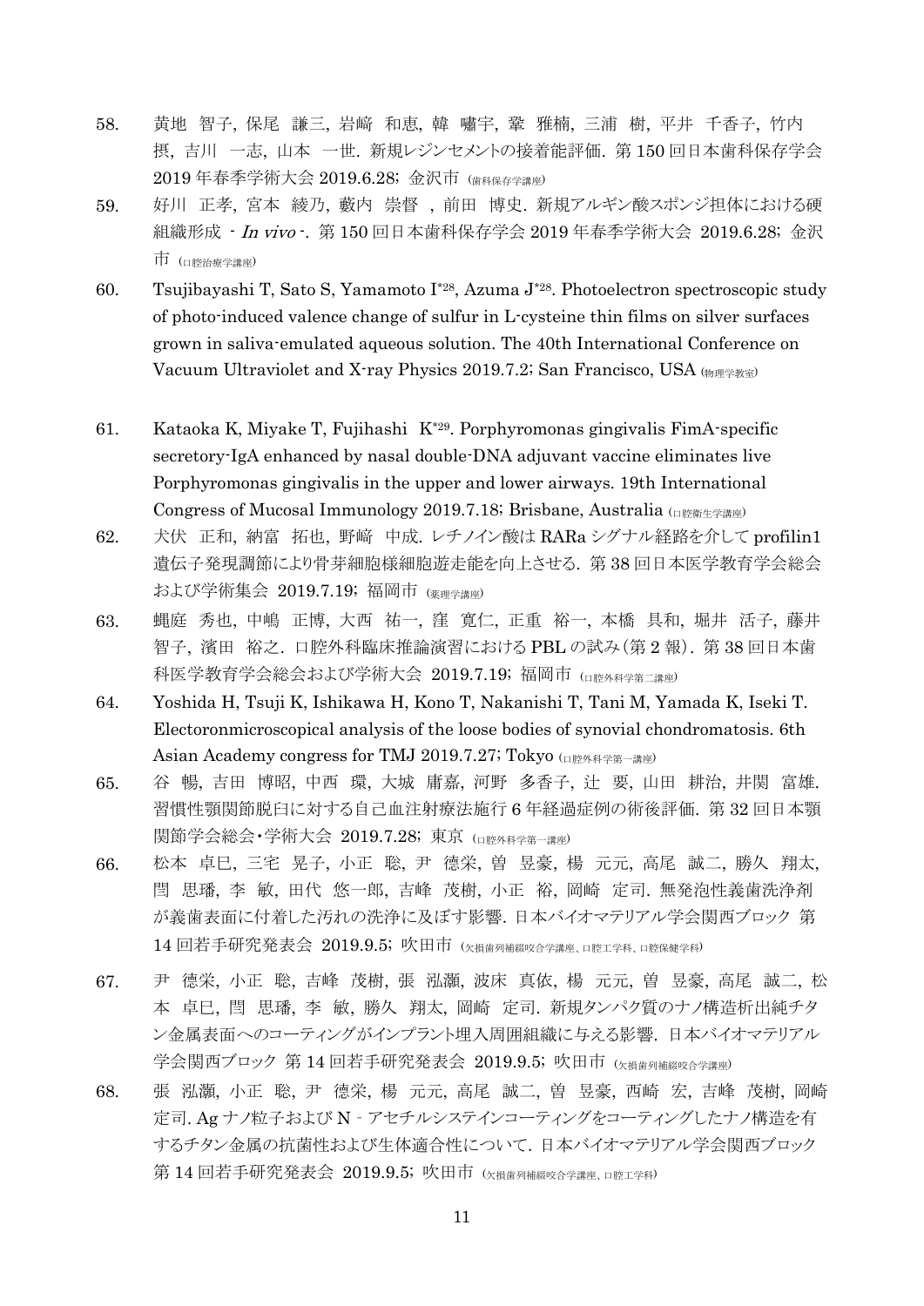58. 黄地　智子, 保尾　謙三, 岩﨑　和恵, 韓　嘯宇, 鞏　雅楠, 三浦　樹, 平井　千香子, 竹内　摂, 吉川　一志, 山本　一世. 新規レジンセメントの接着能評価. 第 150 回日本歯科保存学会 2019 年春季学術大会 2019.6.28; 金沢市 (歯科保存学講座)

59. 好川　正孝, 宮本　綾乃, 藪内　崇督　, 前田　博史. 新規アルギン酸スポンジ担体における硬組織形成 - *In vivo* -. 第 150 回日本歯科保存学会 2019 年春季学術大会　2019.6.28; 金沢市 (口腔治療学講座)

60. Tsujibayashi T, Sato S, Yamamoto I[*28], Azuma J[*28]. Photoelectron spectroscopic study of photo-induced valence change of sulfur in L-cysteine thin films on silver surfaces grown in saliva-emulated aqueous solution. The 40th International Conference on Vacuum Ultraviolet and X-ray Physics 2019.7.2; San Francisco, USA (物理学教室)

61. Kataoka K, Miyake T, Fujihashi　K[*29]. Porphyromonas gingivalis FimA-specific secretory-IgA enhanced by nasal double-DNA adjuvant vaccine eliminates live Porphyromonas gingivalis in the upper and lower airways. 19th International Congress of Mucosal Immunology 2019.7.18; Brisbane, Australia (口腔衛生学講座)

62. 犬伏　正和, 納富　拓也, 野崎　中成. レチノイン酸は RARa シグナル経路を介して profilin1 遺伝子発現調節により骨芽細胞様細胞遊走能を向上させる. 第 38 回日本医学教育学会総会および学術集会　2019.7.19; 福岡市 (薬理学講座)

63. 蝿庭　秀也, 中嶋　正博, 大西　祐一, 窪　寛仁, 正重　裕一, 本橋　具和, 堀井　活子, 藤井　智子, 濱田　裕之. 口腔外科臨床推論演習における PBL の試み(第 2 報). 第 38 回日本歯科医学教育学会総会および学術大会　2019.7.19; 福岡市 (口腔外科学第二講座)

64. Yoshida H, Tsuji K, Ishikawa H, Kono T, Nakanishi T, Tani M, Yamada K, Iseki T. Electoronmicroscopical analysis of the loose bodies of synovial chondromatosis. 6th Asian Academy congress for TMJ 2019.7.27; Tokyo (口腔外科学第一講座)

65. 谷　暢, 吉田　博昭, 中西　環, 大城　庸嘉, 河野　多香子, 辻　要, 山田　耕治, 井関　富雄. 習慣性顎関節脱臼に対する自己血注射療法施行 6 年経過症例の術後評価. 第 32 回日本顎関節学会総会・学術大会　2019.7.28; 東京 (口腔外科学第一講座)

66. 松本　卓巳, 三宅　晃子, 小正　聡, 尹　徳栄, 曽　昱豪, 楊　元元, 高尾　誠二, 勝久　翔太, 閆　思璠, 李　敏, 田代　悠一郎, 吉峰　茂樹, 小正　裕, 岡崎　定司. 無発泡性義歯洗浄剤が義歯表面に付着した汚れの洗浄に及ぼす影響. 日本バイオマテリアル学会関西ブロック　第 14 回若手研究発表会　2019.9.5; 吹田市 (欠損歯列補綴咬合学講座、口腔工学科、口腔保健学科)

67. 尹　徳栄, 小正　聡, 吉峰　茂樹, 張　泓灝, 波床　真依, 楊　元元, 曽　昱豪, 高尾　誠二, 松本　卓巳, 閆　思璠, 李　敏, 勝久　翔太, 岡崎　定司. 新規タンパク質のナノ構造析出純チタン金属表面へのコーティングがインプラント埋入周囲組織に与える影響. 日本バイオマテリアル学会関西ブロック　第 14 回若手研究発表会　2019.9.5; 吹田市 (欠損歯列補綴咬合学講座)

68. 張　泓灝, 小正　聡, 尹　徳栄, 楊　元元, 高尾　誠二, 曽　昱豪, 西崎　宏, 吉峰　茂樹, 岡崎　定司. Ag ナノ粒子および N - アセチルシステインコーティングをコーティングしたナノ構造を有するチタン金属の抗菌性および生体適合性について. 日本バイオマテリアル学会関西ブロック　第 14 回若手研究発表会　2019.9.5; 吹田市 (欠損歯列補綴咬合学講座、口腔工学科)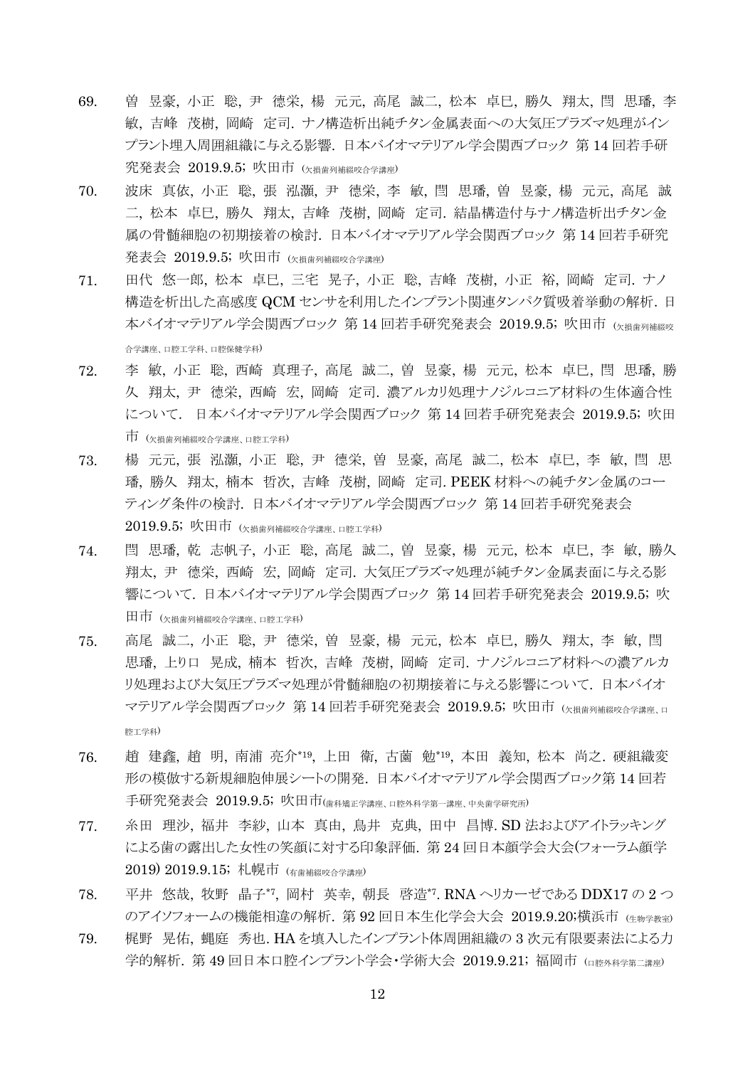69. 曽 昱豪, 小正 聡, 尹 德栄, 楊 元元, 高尾 誠二, 松本 卓巳, 勝久 翔太, 閆 思璠, 李 敏, 吉峰 茂樹, 岡崎 定司. ナノ構造析出純チタン金属表面への大気圧プラズマ処理がインプラント埋入周囲組織に与える影響. 日本バイオマテリアル学会関西ブロック 第 14 回若手研究発表会 2019.9.5; 吹田市 (欠損歯列補綴咬合学講座)

70. 波床 真依, 小正 聡, 張 泓灝, 尹 德栄, 李 敏, 閆 思璠, 曽 昱豪, 楊 元元, 高尾 誠二, 松本 卓巳, 勝久 翔太, 吉峰 茂樹, 岡崎 定司. 結晶構造付与ナノ構造析出チタン金属の骨髄細胞の初期接着の検討. 日本バイオマテリアル学会関西ブロック 第 14 回若手研究発表会 2019.9.5; 吹田市 (欠損歯列補綴咬合学講座)

71. 田代 悠一郎, 松本 卓巳, 三宅 晃子, 小正 聡, 吉峰 茂樹, 小正 裕, 岡崎 定司. ナノ構造を析出した高感度 QCM センサを利用したインプラント関連タンパク質吸着挙動の解析. 日本バイオマテリアル学会関西ブロック 第 14 回若手研究発表会 2019.9.5; 吹田市 (欠損歯列補綴咬合学講座、口腔工学科、口腔保健学科)

72. 李 敏, 小正 聡, 西崎 真理子, 高尾 誠二, 曽 昱豪, 楊 元元, 松本 卓巳, 閆 思璠, 勝久 翔太, 尹 德栄, 西崎 宏, 岡崎 定司. 濃アルカリ処理ナノジルコニア材料の生体適合性について. 日本バイオマテリアル学会関西ブロック 第 14 回若手研究発表会 2019.9.5; 吹田市 (欠損歯列補綴咬合学講座、口腔工学科)

73. 楊 元元, 張 泓灝, 小正 聡, 尹 德栄, 曽 昱豪, 高尾 誠二, 松本 卓巳, 李 敏, 閆 思璠, 勝久 翔太, 楠本 哲次, 吉峰 茂樹, 岡崎 定司. PEEK 材料への純チタン金属のコーティング条件の検討. 日本バイオマテリアル学会関西ブロック 第 14 回若手研究発表会 2019.9.5; 吹田市 (欠損歯列補綴咬合学講座、口腔工学科)

74. 閆 思璠, 乾 志帆子, 小正 聡, 高尾 誠二, 曽 昱豪, 楊 元元, 松本 卓巳, 李 敏, 勝久 翔太, 尹 德栄, 西崎 宏, 岡崎 定司. 大気圧プラズマ処理が純チタン金属表面に与える影響について. 日本バイオマテリアル学会関西ブロック 第 14 回若手研究発表会 2019.9.5; 吹田市 (欠損歯列補綴咬合学講座、口腔工学科)

75. 高尾 誠二, 小正 聡, 尹 德栄, 曽 昱豪, 楊 元元, 松本 卓巳, 勝久 翔太, 李 敏, 閆 思璠, 上り口 晃成, 楠本 哲次, 吉峰 茂樹, 岡崎 定司. ナノジルコニア材料への濃アルカリ処理および大気圧プラズマ処理が骨髄細胞の初期接着に与える影響について. 日本バイオマテリアル学会関西ブロック 第 14 回若手研究発表会 2019.9.5; 吹田市 (欠損歯列補綴咬合学講座、口腔工学科)

76. 趙 建鑫, 趙 明, 南浦 亮介*19, 上田 衛, 古薗 勉*19, 本田 義知, 松本 尚之. 硬組織変形の模倣する新規細胞伸展シートの開発. 日本バイオマテリアル学会関西ブロック第 14 回若手研究発表会 2019.9.5; 吹田市(歯科矯正学講座、口腔外科学第一講座、中央歯学研究所)

77. 糸田 理沙, 福井 李紗, 山本 真由, 鳥井 克典, 田中 昌博. SD 法およびアイトラッキングによる歯の露出した女性の笑顔に対する印象評価. 第 24 回日本顔学会大会(フォーラム顔学 2019) 2019.9.15; 札幌市 (有歯補綴咬合学講座)

78. 平井 悠哉, 牧野 晶子*7, 岡村 英幸, 朝長 啓造*7. RNA ヘリカーゼである DDX17 の 2 つのアイソフォームの機能相違の解析. 第 92 回日本生化学会大会 2019.9.20;横浜市 (生物学教室)

79. 梶野 晃佑, 蝿庭 秀也. HA を填入したインプラント体周囲組織の 3 次元有限要素法による力学的解析. 第 49 回日本口腔インプラント学会・学術大会 2019.9.21; 福岡市 (口腔外科学第二講座)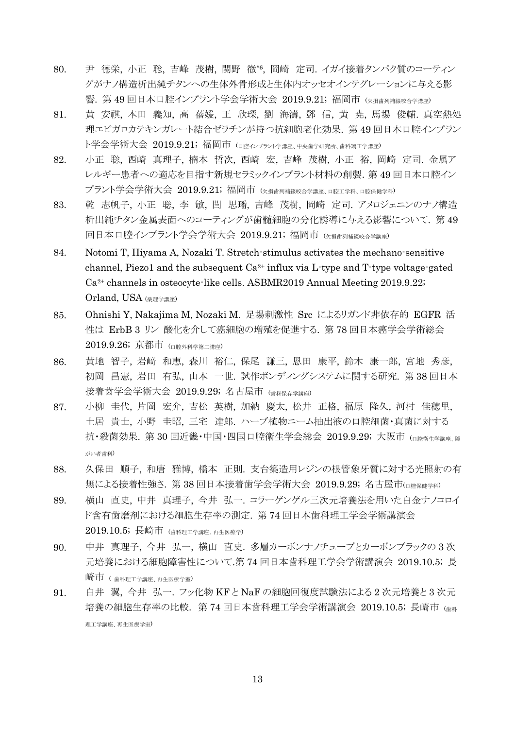80. 尹 徳栄, 小正 聡, 吉峰 茂樹, 関野 徹*6, 岡崎 定司. イガイ接着タンパク質のコーティングがナノ構造析出純チタンへの生体外骨形成と生体内オッセオインテグレーションに与える影響. 第 49 回日本口腔インプラント学会学術大会 2019.9.21; 福岡市 (欠損歯列補綴咬合学講座)

81. 黄 安祺, 本田 義知, 高 蓓媛, 王 欣琛, 劉 海濤, 鄧 信, 黄 尭, 馬場 俊輔. 真空熱処理エピガロカテキンガレート結合ゼラチンが持つ抗細胞老化効果. 第 49 回日本口腔インプラント学会学術大会 2019.9.21; 福岡市 (口腔インプラント学講座、中央歯学研究所、歯科矯正学講座)

82. 小正 聡, 西崎 真理子, 楠本 哲次, 西崎 宏, 吉峰 茂樹, 小正 裕, 岡崎 定司. 金属アレルギー患者への適応を目指す新規セラミックインプラント材料の創製. 第 49 回日本口腔インプラント学会学術大会 2019.9.21; 福岡市 (欠損歯列補綴咬合学講座、口腔工学科、口腔保健学科)

83. 乾 志帆子, 小正 聡, 李 敏, 閆 思璠, 吉峰 茂樹, 岡崎 定司. アメロジェニンのナノ構造析出純チタン金属表面へのコーティングが歯髄細胞の分化誘導に与える影響について. 第 49 回日本口腔インプラント学会学術大会 2019.9.21; 福岡市 (欠損歯列補綴咬合学講座)

84. Notomi T, Hiyama A, Nozaki T. Stretch-stimulus activates the mechano-sensitive channel, Piezo1 and the subsequent $Ca^{2+}$ influx via L-type and T-type voltage-gated $Ca^{2+}$ channels in osteocyte-like cells. ASBMR2019 Annual Meeting 2019.9.22; Orland, USA (薬理学講座)

85. Ohnishi Y, Nakajima M, Nozaki M. 足場刺激性 Src によるリガンド非依存的 EGFR 活性は ErbB 3 リン 酸化を介して癌細胞の増殖を促進する. 第 78 回日本癌学会学術総会 2019.9.26; 京都市 (口腔外科学第二講座)

86. 黄地 智子, 岩崎 和恵, 森川 裕仁, 保尾 謙三, 恩田 康平, 鈴木 康一郎, 宮地 秀彦, 初岡 昌憲, 岩田 有弘, 山本 一世. 試作ボンディングシステムに関する研究. 第 38 回日本接着歯学会学術大会 2019.9.29; 名古屋市 (歯科保存学講座)

87. 小柳 圭代, 片岡 宏介, 吉松 英樹, 加納 慶太, 松井 正格, 福原 隆久, 河村 佳穂里, 土居 貴士, 小野 圭昭, 三宅 達郎. ハーブ植物ニーム抽出液の口腔細菌・真菌に対する抗・殺菌効果. 第 30 回近畿・中国・四国口腔衛生学会総会 2019.9.29; 大阪市 (口腔衛生学講座、障がい者歯科)

88. 久保田 順子, 和唐 雅博, 橋本 正則. 支台築造用レジンの根管象牙質に対する光照射の有無による接着性強さ. 第 38 回日本接着歯学会学術大会 2019.9.29; 名古屋市(口腔保健学科)

89. 横山 直史, 中井 真理子, 今井 弘一. コラーゲンゲル三次元培養法を用いた白金ナノコロイド含有歯磨剤における細胞生存率の測定. 第 74 回日本歯科理工学会学術講演会 2019.10.5; 長崎市 (歯科理工学講座、再生医療学)

90. 中井 真理子, 今井 弘一, 横山 直史. 多層カーボンナノチューブとカーボンブラックの 3 次元培養における細胞障害性について.第 74 回日本歯科理工学会学術講演会 2019.10.5; 長崎市 ( 歯科理工学講座、再生医療学室)

91. 白井 翼, 今井 弘一. フッ化物 KF と NaF の細胞回復度試験法による 2 次元培養と 3 次元培養の細胞生存率の比較. 第 74 回日本歯科理工学会学術講演会 2019.10.5; 長崎市 (歯科理工学講座、再生医療学室)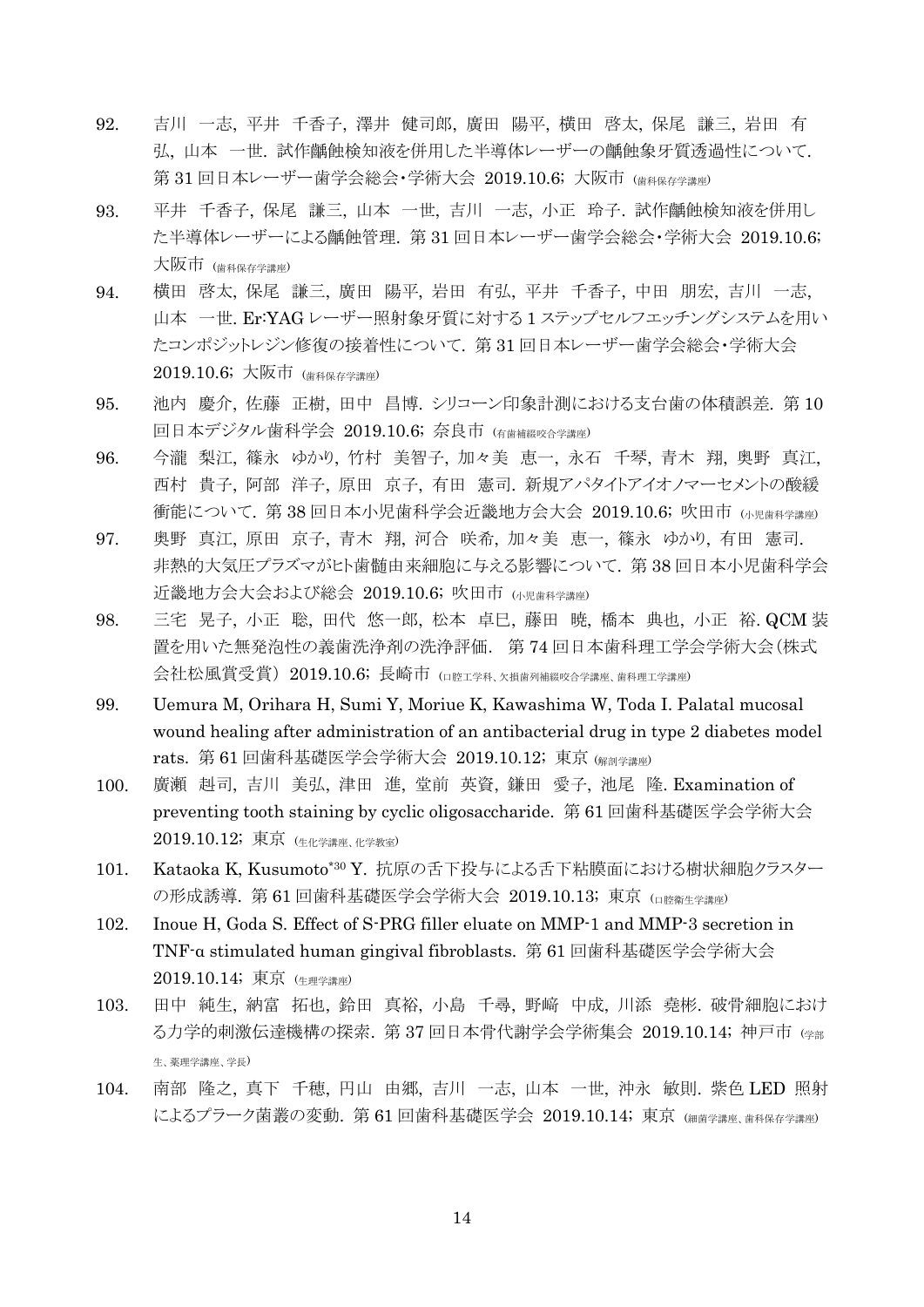92. 吉川　一志, 平井　千香子, 澤井　健司郎, 廣田　陽平, 横田　啓太, 保尾　謙三, 岩田　有弘, 山本　一世. 試作齲蝕検知液を併用した半導体レーザーの齲蝕象牙質透過性について. 第 31 回日本レーザー歯学会総会・学術大会　2019.10.6; 大阪市 (歯科保存学講座)

93. 平井　千香子, 保尾　謙三, 山本　一世, 吉川　一志, 小正　玲子. 試作齲蝕検知液を併用した半導体レーザーによる齲蝕管理. 第 31 回日本レーザー歯学会総会・学術大会　2019.10.6; 大阪市 (歯科保存学講座)

94. 横田　啓太, 保尾　謙三, 廣田　陽平, 岩田　有弘, 平井　千香子, 中田　朋宏, 吉川　一志, 山本　一世. Er:YAG レーザー照射象牙質に対する 1 ステップセルフエッチングシステムを用いたコンポジットレジン修復の接着性について. 第 31 回日本レーザー歯学会総会・学術大会　2019.10.6; 大阪市 (歯科保存学講座)

95. 池内　慶介, 佐藤　正樹, 田中　昌博. シリコーン印象計測における支台歯の体積誤差. 第 10 回日本デジタル歯科学会　2019.10.6; 奈良市 (有歯補綴咬合学講座)

96. 今瀧　梨江, 篠永　ゆかり, 竹村　美智子, 加々美　恵一, 永石　千琴, 青木　翔, 奥野　真江, 西村　貴子, 阿部　洋子, 原田　京子, 有田　憲司. 新規アパタイトアイオノマーセメントの酸緩衝能について. 第 38 回日本小児歯科学会近畿地方会大会　2019.10.6; 吹田市 (小児歯科学講座)

97. 奥野　真江, 原田　京子, 青木　翔, 河合　咲希, 加々美　恵一, 篠永　ゆかり, 有田　憲司. 非熱的大気圧プラズマがヒト歯髄由来細胞に与える影響について. 第 38 回日本小児歯科学会近畿地方会大会および総会　2019.10.6; 吹田市 (小児歯科学講座)

98. 三宅　晃子, 小正　聡, 田代　悠一郎, 松本　卓巳, 藤田　暁, 橋本　典也, 小正　裕. QCM 装置を用いた無発泡性の義歯洗浄剤の洗浄評価.　第 74 回日本歯科理工学会学術大会(株式会社松風賞受賞) 2019.10.6; 長崎市 (口腔工学科、欠損歯列補綴咬合学講座、歯科理工学講座)

99. Uemura M, Orihara H, Sumi Y, Moriue K, Kawashima W, Toda I. Palatal mucosal wound healing after administration of an antibacterial drug in type 2 diabetes model rats. 第 61 回歯科基礎医学会学術大会　2019.10.12; 東京 (解剖学講座)

100. 廣瀬　赳司, 吉川　美弘, 津田　進, 堂前　英資, 鎌田　愛子, 池尾　隆. Examination of preventing tooth staining by cyclic oligosaccharide. 第 61 回歯科基礎医学会学術大会　2019.10.12; 東京 (生化学講座、化学教室)

101. Kataoka K, Kusumoto*30 Y. 抗原の舌下投与による舌下粘膜面における樹状細胞クラスターの形成誘導. 第 61 回歯科基礎医学会学術大会　2019.10.13; 東京 (口腔衛生学講座)

102. Inoue H, Goda S. Effect of S-PRG filler eluate on MMP-1 and MMP-3 secretion in TNF-α stimulated human gingival fibroblasts. 第 61 回歯科基礎医学会学術大会　2019.10.14; 東京 (生理学講座)

103. 田中　純生, 納富　拓也, 鈴田　真裕, 小島　千尋, 野﨑　中成, 川添　堯彬. 破骨細胞における力学的刺激伝達機構の探索. 第 37 回日本骨代謝学会学術集会　2019.10.14; 神戸市 (学部生、薬理学講座、学長)

104. 南部　隆之, 真下　千穂, 円山　由郷, 吉川　一志, 山本　一世, 沖永　敏則. 紫色 LED 照射によるプラーク菌叢の変動. 第 61 回歯科基礎医学会　2019.10.14; 東京 (細菌学講座、歯科保存学講座)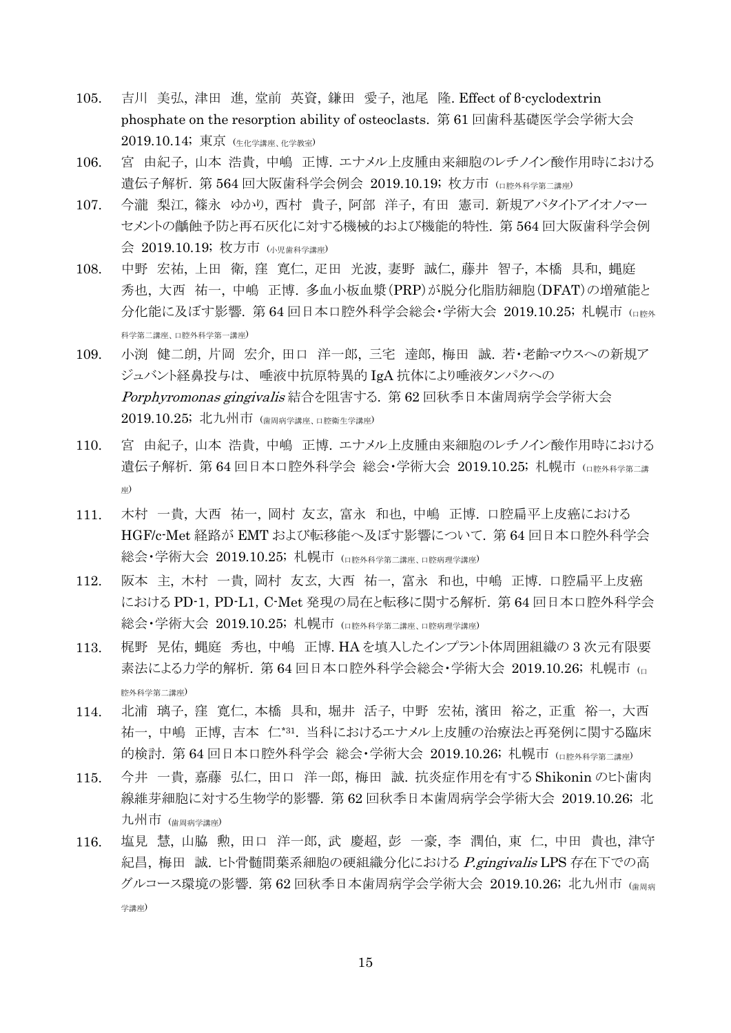105. 吉川 美弘, 津田 進, 堂前 英資, 鎌田 愛子, 池尾 隆. Effect of β-cyclodextrin phosphate on the resorption ability of osteoclasts. 第 61 回歯科基礎医学会学術大会 2019.10.14; 東京 (生化学講座、化学教室)
106. 宮 由紀子, 山本 浩貴, 中嶋 正博. エナメル上皮腫由来細胞のレチノイン酸作用時における遺伝子解析. 第 564 回大阪歯科学会例会 2019.10.19; 枚方市 (口腔外科学第二講座)
107. 今瀧 梨江, 篠永 ゆかり, 西村 貴子, 阿部 洋子, 有田 憲司. 新規アパタイトアイオノマーセメントの齲蝕予防と再石灰化に対する機械的および機能的特性. 第 564 回大阪歯科学会例会 2019.10.19; 枚方市 (小児歯科学講座)
108. 中野 宏祐, 上田 衛, 窪 寛仁, 疋田 光波, 妻野 誠仁, 藤井 智子, 本橋 具和, 蝿庭 秀也, 大西 祐一, 中嶋 正博. 多血小板血漿(PRP)が脱分化脂肪細胞(DFAT)の増殖能と分化能に及ぼす影響. 第 64 回日本口腔外科学会総会・学術大会 2019.10.25; 札幌市 (口腔外科学第二講座、口腔外科学第一講座)
109. 小渕 健二朗, 片岡 宏介, 田口 洋一郎, 三宅 達郎, 梅田 誠. 若・老齢マウスへの新規アジュバント経鼻投与は、 唾液中抗原特異的 IgA 抗体により唾液タンパクへの *Porphyromonas gingivalis* 結合を阻害する. 第 62 回秋季日本歯周病学会学術大会 2019.10.25; 北九州市 (歯周病学講座、口腔衛生学講座)
110. 宮 由紀子, 山本 浩貴, 中嶋 正博. エナメル上皮腫由来細胞のレチノイン酸作用時における遺伝子解析. 第 64 回日本口腔外科学会 総会・学術大会 2019.10.25; 札幌市 (口腔外科学第二講座)
111. 木村 一貴, 大西 祐一, 岡村 友玄, 富永 和也, 中嶋 正博. 口腔扁平上皮癌における HGF/c-Met 経路が EMT および転移能へ及ぼす影響について. 第 64 回日本口腔外科学会総会・学術大会 2019.10.25; 札幌市 (口腔外科学第二講座、口腔病理学講座)
112. 阪本 主, 木村 一貴, 岡村 友玄, 大西 祐一, 富永 和也, 中嶋 正博. 口腔扁平上皮癌における PD-1, PD-L1, C-Met 発現の局在と転移に関する解析. 第 64 回日本口腔外科学会総会・学術大会 2019.10.25; 札幌市 (口腔外科学第二講座、口腔病理学講座)
113. 梶野 晃佑, 蝿庭 秀也, 中嶋 正博. HA を填入したインプラント体周囲組織の 3 次元有限要素法による力学的解析. 第 64 回日本口腔外科学会総会・学術大会 2019.10.26; 札幌市 (口腔外科学第二講座)
114. 北浦 璃子, 窪 寛仁, 本橋 具和, 堀井 活子, 中野 宏祐, 濱田 裕之, 正重 裕一, 大西 祐一, 中嶋 正博, 吉本 仁[*31]. 当科におけるエナメル上皮腫の治療法と再発例に関する臨床的検討. 第 64 回日本口腔外科学会 総会・学術大会 2019.10.26; 札幌市 (口腔外科学第二講座)
115. 今井 一貴, 嘉藤 弘仁, 田口 洋一郎, 梅田 誠. 抗炎症作用を有する Shikonin のヒト歯肉線維芽細胞に対する生物学的影響. 第 62 回秋季日本歯周病学会学術大会 2019.10.26; 北九州市 (歯周病学講座)
116. 塩見 慧, 山脇 勲, 田口 洋一郎, 武 慶超, 彭 一豪, 李 潤伯, 東 仁, 中田 貴也, 津守 紀昌, 梅田 誠. ヒト骨髄間葉系細胞の硬組織分化における *P.gingivalis* LPS 存在下での高グルコース環境の影響. 第 62 回秋季日本歯周病学会学術大会 2019.10.26; 北九州市 (歯周病学講座)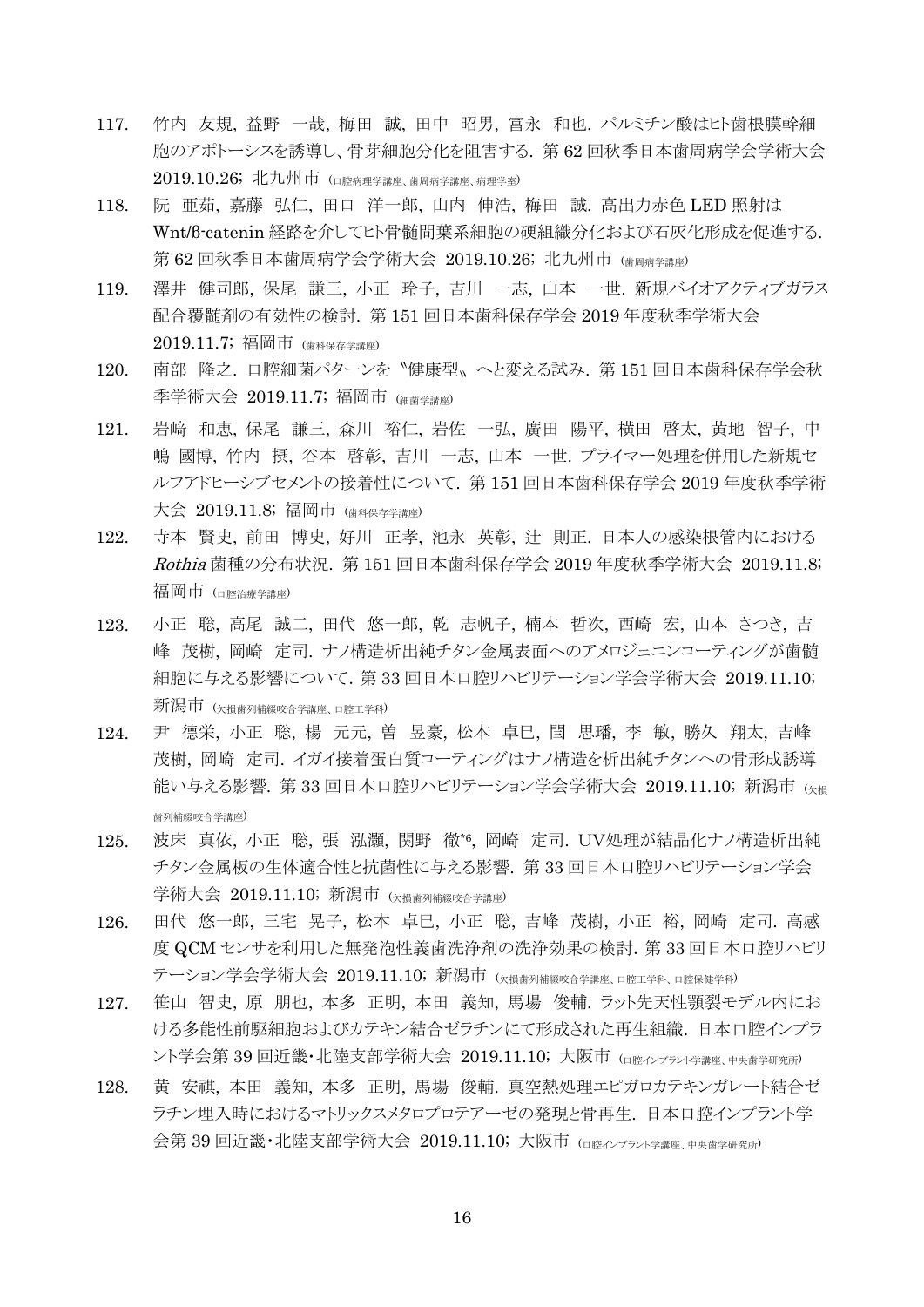117. 竹内 友規, 益野 一哉, 梅田 誠, 田中 昭男, 富永 和也. パルミチン酸はヒト歯根膜幹細胞のアポトーシスを誘導し、骨芽細胞分化を阻害する. 第 62 回秋季日本歯周病学会学術大会 2019.10.26; 北九州市 (口腔病理学講座、歯周病学講座、病理学室)

118. 阮 亜茹, 嘉藤 弘仁, 田口 洋一郎, 山内 伸浩, 梅田 誠. 高出力赤色 LED 照射は Wnt/β-catenin 経路を介してヒト骨髄間葉系細胞の硬組織分化および石灰化形成を促進する. 第 62 回秋季日本歯周病学会学術大会 2019.10.26; 北九州市 (歯周病学講座)

119. 澤井 健司郎, 保尾 謙三, 小正 玲子, 吉川 一志, 山本 一世. 新規バイオアクティブガラス配合覆髄剤の有効性の検討. 第 151 回日本歯科保存学会 2019 年度秋季学術大会 2019.11.7; 福岡市 (歯科保存学講座)

120. 南部 隆之. 口腔細菌パターンを〝健康型〟へと変える試み. 第 151 回日本歯科保存学会秋季学術大会 2019.11.7; 福岡市 (細菌学講座)

121. 岩﨑 和恵, 保尾 謙三, 森川 裕仁, 岩佐 一弘, 廣田 陽平, 横田 啓太, 黄地 智子, 中嶋 國博, 竹内 摂, 谷本 啓彰, 吉川 一志, 山本 一世. プライマー処理を併用した新規セルフアドヒーシブセメントの接着性について. 第 151 回日本歯科保存学会 2019 年度秋季学術大会 2019.11.8; 福岡市 (歯科保存学講座)

122. 寺本 賢史, 前田 博史, 好川 正孝, 池永 英彰, 辻 則正. 日本人の感染根管内における *Rothia* 菌種の分布状況. 第 151 回日本歯科保存学会 2019 年度秋季学術大会 2019.11.8; 福岡市 (口腔治療学講座)

123. 小正 聡, 高尾 誠二, 田代 悠一郎, 乾 志帆子, 楠本 哲次, 西崎 宏, 山本 さつき, 吉峰 茂樹, 岡崎 定司. ナノ構造析出純チタン金属表面へのアメロジェニンコーティングが歯髄細胞に与える影響について. 第 33 回日本口腔リハビリテーション学会学術大会 2019.11.10; 新潟市 (欠損歯列補綴咬合学講座、口腔工学科)

124. 尹 徳栄, 小正 聡, 楊 元元, 曽 昱豪, 松本 卓巳, 閆 思璠, 李 敏, 勝久 翔太, 吉峰 茂樹, 岡崎 定司. イガイ接着蛋白質コーティングはナノ構造を析出純チタンへの骨形成誘導能い与える影響. 第 33 回日本口腔リハビリテーション学会学術大会 2019.11.10; 新潟市 (欠損歯列補綴咬合学講座)

125. 波床 真依, 小正 聡, 張 泓灝, 関野 徹[*6], 岡崎 定司. UV処理が結晶化ナノ構造析出純チタン金属板の生体適合性と抗菌性に与える影響. 第 33 回日本口腔リハビリテーション学会学術大会 2019.11.10; 新潟市 (欠損歯列補綴咬合学講座)

126. 田代 悠一郎, 三宅 晃子, 松本 卓巳, 小正 聡, 吉峰 茂樹, 小正 裕, 岡崎 定司. 高感度 QCM センサを利用した無発泡性義歯洗浄剤の洗浄効果の検討. 第 33 回日本口腔リハビリテーション学会学術大会 2019.11.10; 新潟市 (欠損歯列補綴咬合学講座、口腔工学科、口腔保健学科)

127. 笹山 智史, 原 朋也, 本多 正明, 本田 義知, 馬場 俊輔. ラット先天性顎裂モデル内における多能性前駆細胞およびカテキン結合ゼラチンにて形成された再生組織. 日本口腔インプラント学会第 39 回近畿・北陸支部学術大会 2019.11.10; 大阪市 (口腔インプラント学講座、中央歯学研究所)

128. 黄 安祺, 本田 義知, 本多 正明, 馬場 俊輔. 真空熱処理エピガロカテキンガレート結合ゼラチン埋入時におけるマトリックスメタロプロテアーゼの発現と骨再生. 日本口腔インプラント学会第 39 回近畿・北陸支部学術大会 2019.11.10; 大阪市 (口腔インプラント学講座、中央歯学研究所)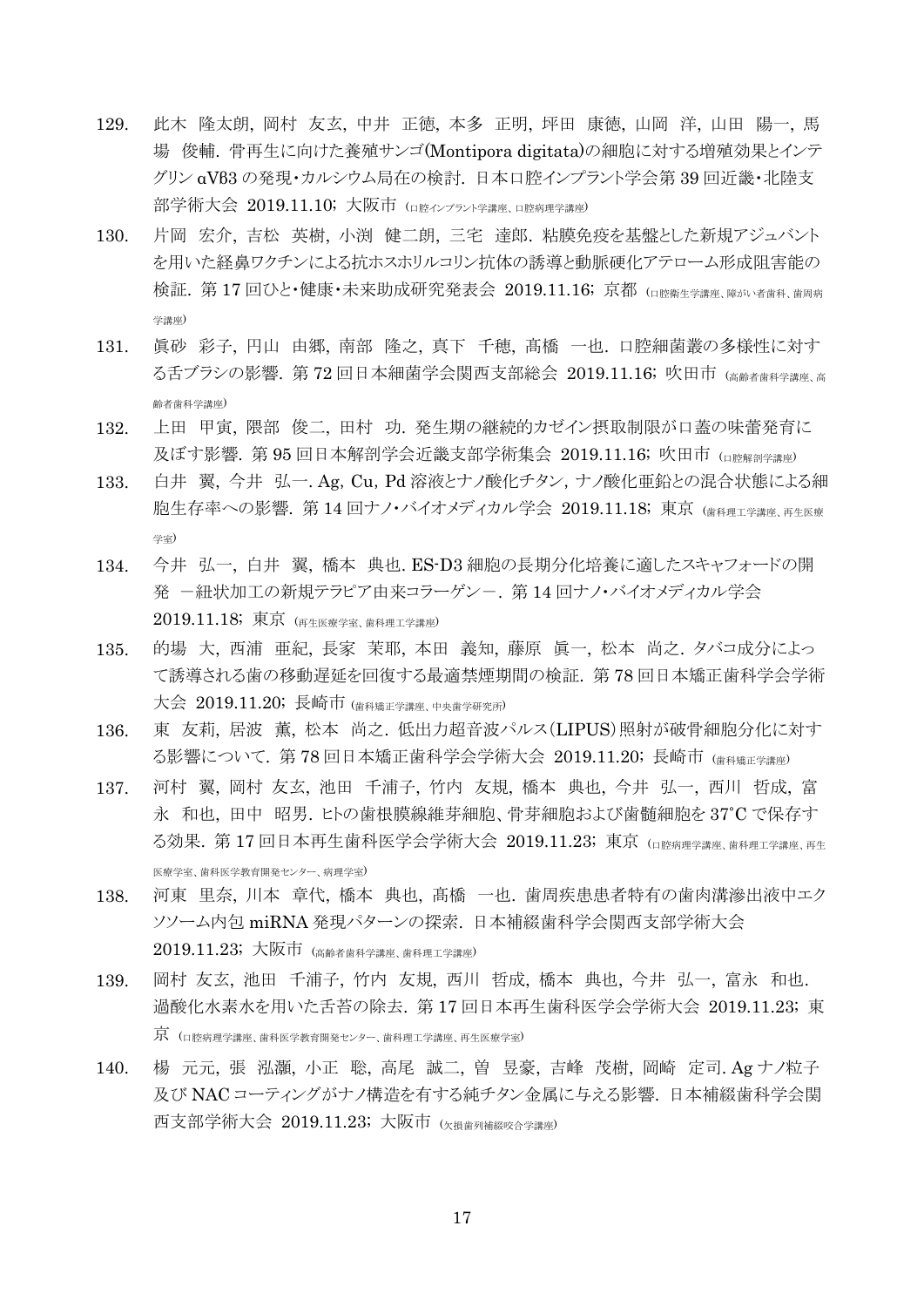129. 此木 隆太朗, 岡村 友玄, 中井 正徳, 本多 正明, 坪田 康徳, 山岡 洋, 山田 陽一, 馬場 俊輔. 骨再生に向けた養殖サンゴ(Montipora digitata)の細胞に対する増殖効果とインテグリン αVβ3 の発現・カルシウム局在の検討. 日本口腔インプラント学会第 39 回近畿・北陸支部学術大会 2019.11.10; 大阪市 (口腔インプラント学講座、口腔病理学講座)

130. 片岡 宏介, 吉松 英樹, 小渕 健二朗, 三宅 達郎. 粘膜免疫を基盤とした新規アジュバントを用いた経鼻ワクチンによる抗ホスホリルコリン抗体の誘導と動脈硬化アテローム形成阻害能の検証. 第 17 回ひと・健康・未来助成研究発表会 2019.11.16; 京都 (口腔衛生学講座、障がい者歯科、歯周病学講座)

131. 眞砂 彩子, 円山 由郷, 南部 隆之, 真下 千穂, 髙橋 一也. 口腔細菌叢の多様性に対する舌ブラシの影響. 第 72 回日本細菌学会関西支部総会 2019.11.16; 吹田市 (高齢者歯科学講座、高齢者歯科学講座)

132. 上田 甲寅, 隈部 俊二, 田村 功. 発生期の継続的カゼイン摂取制限が口蓋の味蕾発育に及ぼす影響. 第 95 回日本解剖学会近畿支部学術集会 2019.11.16; 吹田市 (口腔解剖学講座)

133. 白井 翼, 今井 弘一. Ag, Cu, Pd 溶液とナノ酸化チタン, ナノ酸化亜鉛との混合状態による細胞生存率への影響. 第 14 回ナノ・バイオメディカル学会 2019.11.18; 東京 (歯科理工学講座、再生医療学室)

134. 今井 弘一, 白井 翼, 橋本 典也. ES-D3 細胞の長期分化培養に適したスキャフォードの開発 ―紐状加工の新規テラピア由来コラーゲン―. 第 14 回ナノ・バイオメディカル学会 2019.11.18; 東京 (再生医療学室、歯科理工学講座)

135. 的場 大, 西浦 亜紀, 長家 茉耶, 本田 義知, 藤原 眞一, 松本 尚之. タバコ成分によって誘導される歯の移動遅延を回復する最適禁煙期間の検証. 第 78 回日本矯正歯科学会学術大会 2019.11.20; 長崎市 (歯科矯正学講座、中央歯学研究所)

136. 東 友莉, 居波 薫, 松本 尚之. 低出力超音波パルス(LIPUS)照射が破骨細胞分化に対する影響について. 第 78 回日本矯正歯科学会学術大会 2019.11.20; 長崎市 (歯科矯正学講座)

137. 河村 翼, 岡村 友玄, 池田 千浦子, 竹内 友規, 橋本 典也, 今井 弘一, 西川 哲成, 富永 和也, 田中 昭男. ヒトの歯根膜線維芽細胞、骨芽細胞および歯髄細胞を 37°C で保存する効果. 第 17 回日本再生歯科医学会学術大会 2019.11.23; 東京 (口腔病理学講座、歯科理工学講座、再生医療学室、歯科医学教育開発センター、病理学室)

138. 河東 里奈, 川本 章代, 橋本 典也, 髙橋 一也. 歯周疾患患者特有の歯肉溝滲出液中エクソソーム内包 miRNA 発現パターンの探索. 日本補綴歯科学会関西支部学術大会 2019.11.23; 大阪市 (高齢者歯科学講座、歯科理工学講座)

139. 岡村 友玄, 池田 千浦子, 竹内 友規, 西川 哲成, 橋本 典也, 今井 弘一, 富永 和也. 過酸化水素水を用いた舌苔の除去. 第 17 回日本再生歯科医学会学術大会 2019.11.23; 東京 (口腔病理学講座、歯科医学教育開発センター、歯科理工学講座、再生医療学室)

140. 楊 元元, 張 泓灝, 小正 聡, 高尾 誠二, 曽 昱豪, 吉峰 茂樹, 岡崎 定司. Ag ナノ粒子及び NAC コーティングがナノ構造を有する純チタン金属に与える影響. 日本補綴歯科学会関西支部学術大会 2019.11.23; 大阪市 (欠損歯列補綴咬合学講座)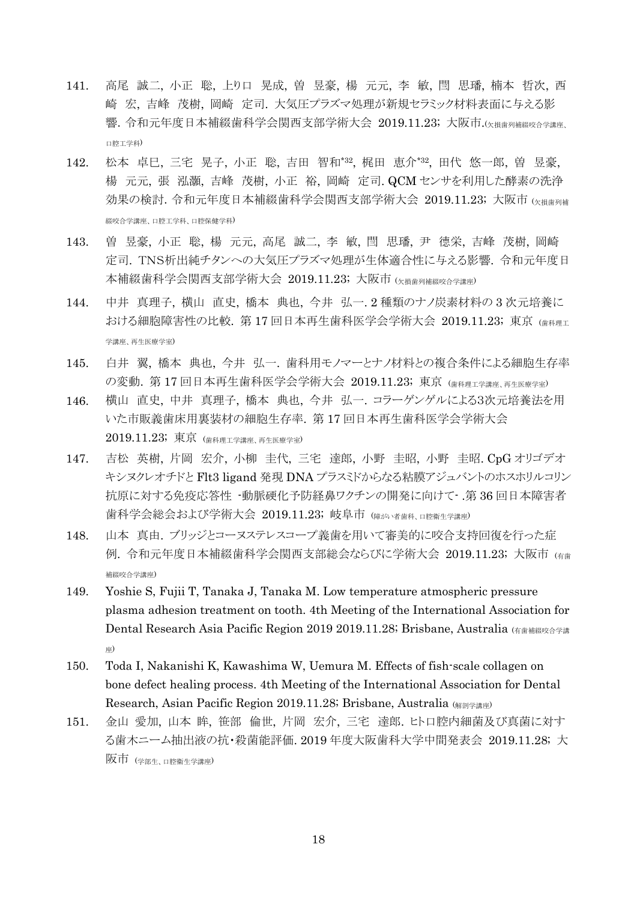141. 高尾 誠二, 小正 聡, 上り口 晃成, 曽 昱豪, 楊 元元, 李 敏, 閆 思璠, 楠本 哲次, 西崎 宏, 吉峰 茂樹, 岡崎 定司. 大気圧プラズマ処理が新規セラミック材料表面に与える影響. 令和元年度日本補綴歯科学会関西支部学術大会 2019.11.23; 大阪市.(欠損歯列補綴咬合学講座、口腔工学科)

142. 松本 卓巳, 三宅 晃子, 小正 聡, 吉田 智和[*32], 梶田 恵介[*32], 田代 悠一郎, 曽 昱豪, 楊 元元, 張 泓灝, 吉峰 茂樹, 小正 裕, 岡崎 定司. QCM センサを利用した酵素の洗浄効果の検討. 令和元年度日本補綴歯科学会関西支部学術大会 2019.11.23; 大阪市 (欠損歯列補綴咬合学講座、口腔工学科、口腔保健学科)

143. 曽 昱豪, 小正 聡, 楊 元元, 高尾 誠二, 李 敏, 閆 思璠, 尹 德栄, 吉峰 茂樹, 岡崎 定司. TNS析出純チタンへの大気圧プラズマ処理が生体適合性に与える影響. 令和元年度日本補綴歯科学会関西支部学術大会 2019.11.23; 大阪市 (欠損歯列補綴咬合学講座)

144. 中井 真理子, 横山 直史, 橋本 典也, 今井 弘一. 2 種類のナノ炭素材料の 3 次元培養における細胞障害性の比較. 第 17 回日本再生歯科医学会学術大会 2019.11.23; 東京 (歯科理工学講座、再生医療学室)

145. 白井 翼, 橋本 典也, 今井 弘一. 歯科用モノマーとナノ材料との複合条件による細胞生存率の変動. 第 17 回日本再生歯科医学会学術大会 2019.11.23; 東京 (歯科理工学講座、再生医療学室)

146. 横山 直史, 中井 真理子, 橋本 典也, 今井 弘一. コラーゲンゲルによる3次元培養法を用いた市販義歯床用裏装材の細胞生存率. 第 17 回日本再生歯科医学会学術大会 2019.11.23; 東京 (歯科理工学講座、再生医療学室)

147. 吉松 英樹, 片岡 宏介, 小柳 圭代, 三宅 達郎, 小野 圭昭, 小野 圭昭. CpG オリゴデオキシヌクレオチドと Flt3 ligand 発現 DNA プラスミドからなる粘膜アジュバントのホスホリルコリン抗原に対する免疫応答性 -動脈硬化予防経鼻ワクチンの開発に向けて- .第 36 回日本障害者歯科学会総会および学術大会 2019.11.23; 岐阜市 (障がい者歯科、口腔衛生学講座)

148. 山本 真由. ブリッジとコーヌステレスコープ義歯を用いて審美的に咬合支持回復を行った症例. 令和元年度日本補綴歯科学会関西支部総会ならびに学術大会 2019.11.23; 大阪市 (有歯補綴咬合学講座)

149. Yoshie S, Fujii T, Tanaka J, Tanaka M. Low temperature atmospheric pressure plasma adhesion treatment on tooth. 4th Meeting of the International Association for Dental Research Asia Pacific Region 2019 2019.11.28; Brisbane, Australia (有歯補綴咬合学講座)

150. Toda I, Nakanishi K, Kawashima W, Uemura M. Effects of fish-scale collagen on bone defect healing process. 4th Meeting of the International Association for Dental Research, Asian Pacific Region 2019.11.28; Brisbane, Australia (解剖学講座)

151. 金山 愛加, 山本 眸, 笹部 倫世, 片岡 宏介, 三宅 達郎. ヒト口腔内細菌及び真菌に対する歯木ニーム抽出液の抗･殺菌能評価. 2019 年度大阪歯科大学中間発表会 2019.11.28; 大阪市 (学部生、口腔衛生学講座)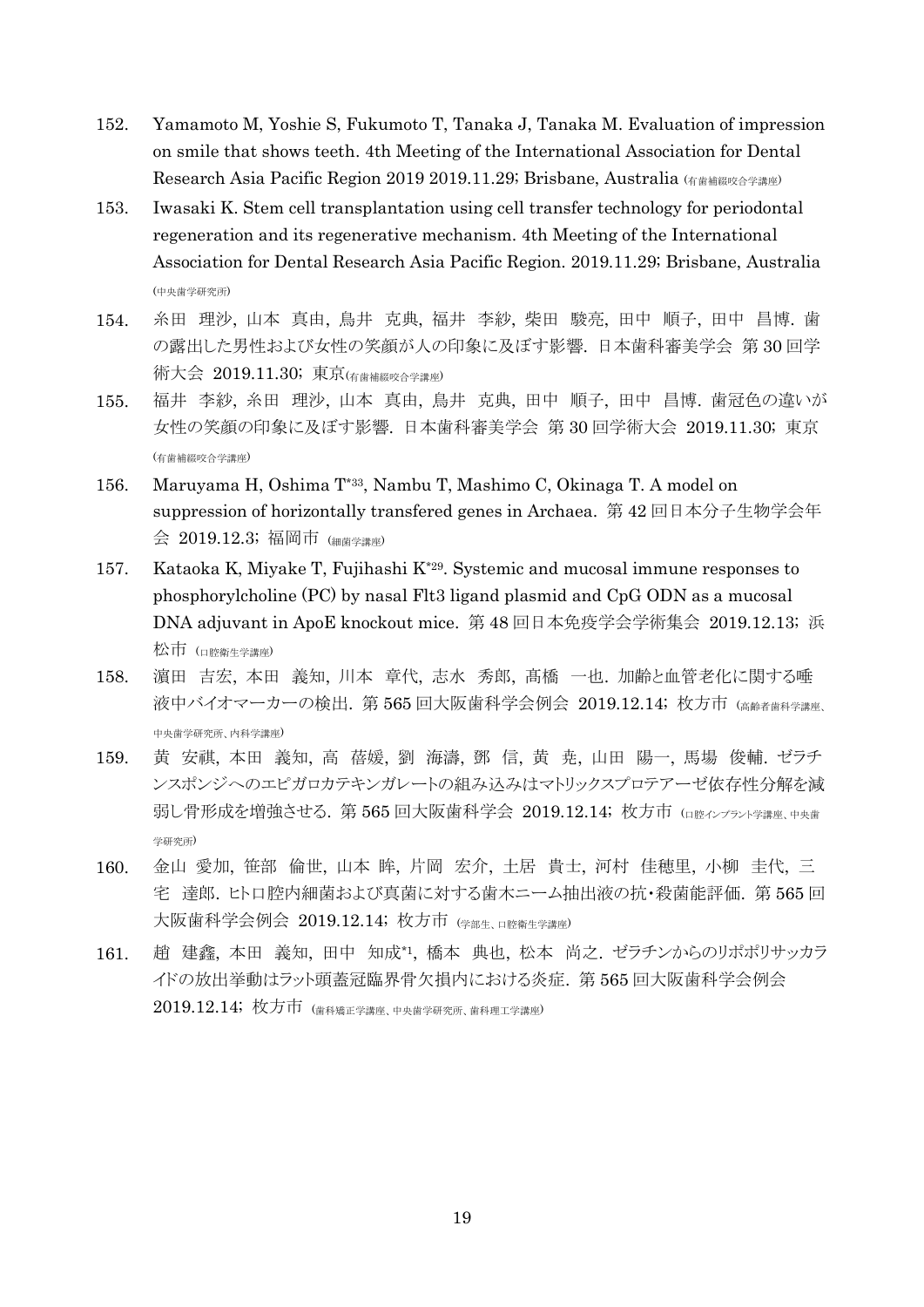152. Yamamoto M, Yoshie S, Fukumoto T, Tanaka J, Tanaka M. Evaluation of impression on smile that shows teeth. 4th Meeting of the International Association for Dental Research Asia Pacific Region 2019 2019.11.29; Brisbane, Australia (有歯補綴咬合学講座)

153. Iwasaki K. Stem cell transplantation using cell transfer technology for periodontal regeneration and its regenerative mechanism. 4th Meeting of the International Association for Dental Research Asia Pacific Region. 2019.11.29; Brisbane, Australia (中央歯学研究所)

154. 糸田 理沙, 山本 真由, 鳥井 克典, 福井 李紗, 柴田 駿亮, 田中 順子, 田中 昌博. 歯の露出した男性および女性の笑顔が人の印象に及ぼす影響. 日本歯科審美学会 第 30 回学術大会 2019.11.30; 東京(有歯補綴咬合学講座)

155. 福井 李紗, 糸田 理沙, 山本 真由, 鳥井 克典, 田中 順子, 田中 昌博. 歯冠色の違いが女性の笑顔の印象に及ぼす影響. 日本歯科審美学会 第 30 回学術大会 2019.11.30; 東京(有歯補綴咬合学講座)

156. Maruyama H, Oshima T*33, Nambu T, Mashimo C, Okinaga T. A model on suppression of horizontally transfered genes in Archaea. 第 42 回日本分子生物学会年会 2019.12.3; 福岡市 (細菌学講座)

157. Kataoka K, Miyake T, Fujihashi K*29. Systemic and mucosal immune responses to phosphorylcholine (PC) by nasal Flt3 ligand plasmid and CpG ODN as a mucosal DNA adjuvant in ApoE knockout mice. 第 48 回日本免疫学会学術集会 2019.12.13; 浜松市 (口腔衛生学講座)

158. 濵田 吉宏, 本田 義知, 川本 章代, 志水 秀郎, 髙橋 一也. 加齢と血管老化に関する唾液中バイオマーカーの検出. 第 565 回大阪歯科学会例会 2019.12.14; 枚方市 (高齢者歯科学講座、中央歯学研究所、内科学講座)

159. 黄 安祺, 本田 義知, 高 蓓媛, 劉 海濤, 鄧 信, 黄 尭, 山田 陽一, 馬場 俊輔. ゼラチンスポンジへのエピガロカテキンガレートの組み込みはマトリックスプロテアーゼ依存性分解を減弱し骨形成を増強させる. 第 565 回大阪歯科学会 2019.12.14; 枚方市 (口腔インプラント学講座、中央歯学研究所)

160. 金山 愛加, 笹部 倫世, 山本 眸, 片岡 宏介, 土居 貴士, 河村 佳穂里, 小柳 圭代, 三宅 達郎. ヒト口腔内細菌および真菌に対する歯木ニーム抽出液の抗・殺菌能評価. 第 565 回大阪歯科学会例会 2019.12.14; 枚方市 (学部生、口腔衛生学講座)

161. 趙 建鑫, 本田 義知, 田中 知成*1, 橋本 典也, 松本 尚之. ゼラチンからのリポポリサッカライドの放出挙動はラット頭蓋冠臨界骨欠損内における炎症. 第 565 回大阪歯科学会例会 2019.12.14; 枚方市 (歯科矯正学講座、中央歯学研究所、歯科理工学講座)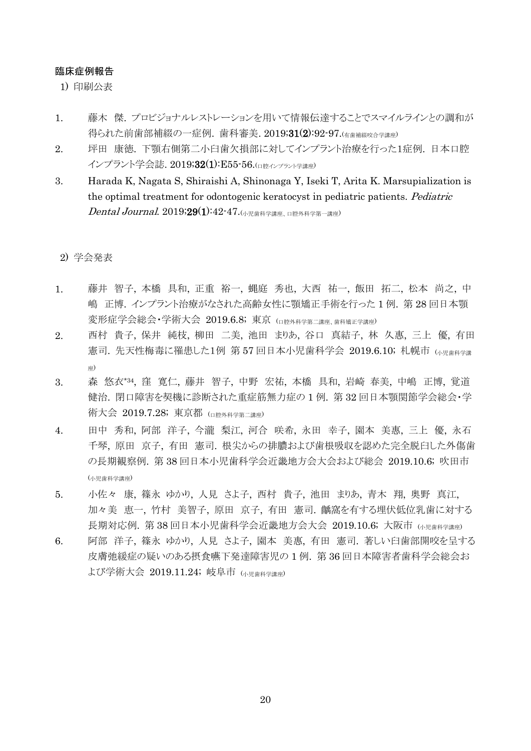### 臨床症例報告

1) 印刷公表

1. 藤木　傑. プロビジョナルレストレーションを用いて情報伝達することでスマイルラインとの調和が得られた前歯部補綴の一症例. 歯科審美. 2019;**31(2)**:92-97.(有歯補綴咬合学講座)
2. 坪田　康徳. 下顎右側第二小臼歯欠損部に対してインプラント治療を行った1症例. 日本口腔インプラント学会誌. 2019;**32(1)**:E55-56.(口腔インプラント学講座)
3. Harada K, Nagata S, Shiraishi A, Shinonaga Y, Iseki T, Arita K. Marsupialization is the optimal treatment for odontogenic keratocyst in pediatric patients. *Pediatric Dental Journal*. 2019;**29(1)**:42-47.(小児歯科学講座、口腔外科学第一講座)

2) 学会発表

1. 藤井　智子, 本橋　具和, 正重　裕一, 蝿庭　秀也, 大西　祐一, 飯田　拓二, 松本　尚之, 中嶋　正博. インプラント治療がなされた高齢女性に顎矯正手術を行った 1 例. 第 28 回日本顎変形症学会総会・学術大会　2019.6.8; 東京 (口腔外科学第二講座、歯科矯正学講座)
2. 西村　貴子, 保井　純枝, 柳田　二美, 池田　まりあ, 谷口　真結子, 林　久恵, 三上　優, 有田憲司. 先天性梅毒に罹患した1例 第 57 回日本小児歯科学会　2019.6.10; 札幌市 (小児歯科学講座)
3. 森　悠衣*34, 窪　寛仁, 藤井　智子, 中野　宏祐, 本橋　具和, 岩崎　春美, 中嶋　正博, 覚道健治. 閉口障害を契機に診断された重症筋無力症の 1 例. 第 32 回日本顎関節学会総会・学術大会　2019.7.28; 東京都 (口腔外科学第二講座)
4. 田中　秀和, 阿部　洋子, 今瀧　梨江, 河合　咲希, 永田　幸子, 園本　美惠, 三上　優, 永石千琴, 原田　京子, 有田　憲司. 根尖からの排膿および歯根吸収を認めた完全脱臼した外傷歯の長期観察例. 第 38 回日本小児歯科学会近畿地方会大会および総会　2019.10.6; 吹田市 (小児歯科学講座)
5. 小佐々　康, 篠永　ゆかり, 人見　さよ子, 西村　貴子, 池田　まりあ, 青木　翔, 奥野　真江, 加々美　恵一, 竹村　美智子, 原田　京子, 有田　憲司. 齲窩を有する埋伏低位乳歯に対する長期対応例. 第 38 回日本小児歯科学会近畿地方会大会　2019.10.6; 大阪市 (小児歯科学講座)
6. 阿部　洋子, 篠永　ゆかり, 人見　さよ子, 園本　美惠, 有田　憲司. 著しい臼歯部開咬を呈する皮膚弛緩症の疑いのある摂食嚥下発達障害児の 1 例. 第 36 回日本障害者歯科学会総会および学術大会　2019.11.24; 岐阜市 (小児歯科学講座)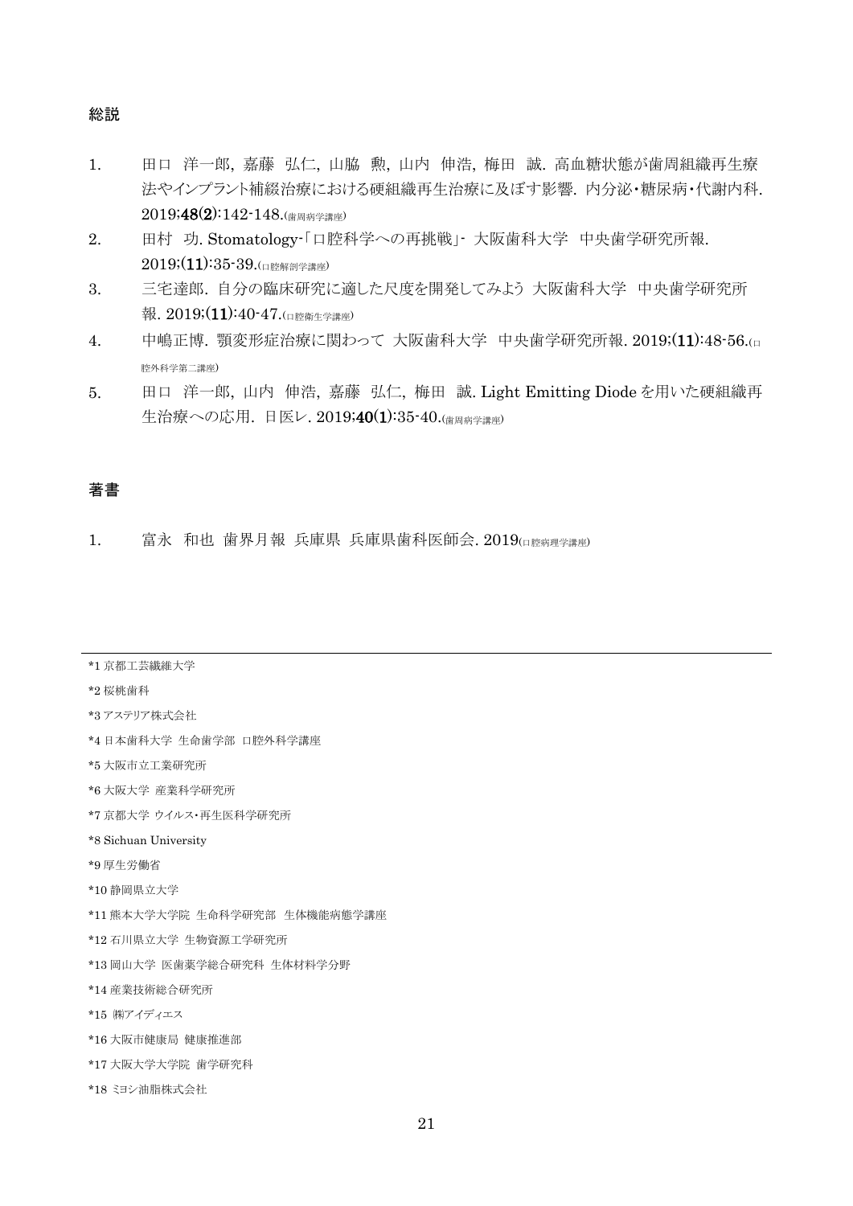## 総説

1. 田口 洋一郎, 嘉藤 弘仁, 山脇 勲, 山内 伸浩, 梅田 誠. 高血糖状態が歯周組織再生療法やインプラント補綴治療における硬組織再生治療に及ぼす影響. 内分泌・糖尿病・代謝内科. 2019;**48(2)**:142-148.(歯周病学講座)
2. 田村 功. Stomatology-「口腔科学への再挑戦」- 大阪歯科大学 中央歯学研究所報. 2019;**(11)**:35-39.(口腔解剖学講座)
3. 三宅達郎. 自分の臨床研究に適した尺度を開発してみよう 大阪歯科大学 中央歯学研究所報. 2019;**(11)**:40-47.(口腔衛生学講座)
4. 中嶋正博. 顎変形症治療に関わって 大阪歯科大学 中央歯学研究所報. 2019;**(11)**:48-56.(口腔外科学第二講座)
5. 田口 洋一郎, 山内 伸浩, 嘉藤 弘仁, 梅田 誠. Light Emitting Diode を用いた硬組織再生治療への応用. 日医レ. 2019;**40(1)**:35-40.(歯周病学講座)

## 著書

1. 富永 和也 歯界月報 兵庫県 兵庫県歯科医師会. 2019(口腔病理学講座)

---

*1 京都工芸繊維大学

*2 桜桃歯科

*3 アステリア株式会社

*4 日本歯科大学 生命歯学部 口腔外科学講座

*5 大阪市立工業研究所

*6 大阪大学 産業科学研究所

*7 京都大学 ウイルス・再生医科学研究所

*8 Sichuan University

*9 厚生労働省

*10 静岡県立大学

*11 熊本大学大学院 生命科学研究部 生体機能病態学講座

*12 石川県立大学 生物資源工学研究所

*13 岡山大学 医歯薬学総合研究科 生体材料学分野

*14 産業技術総合研究所

*15 ㈱アイディエス

*16 大阪市健康局 健康推進部

*17 大阪大学大学院 歯学研究科

*18 ミヨシ油脂株式会社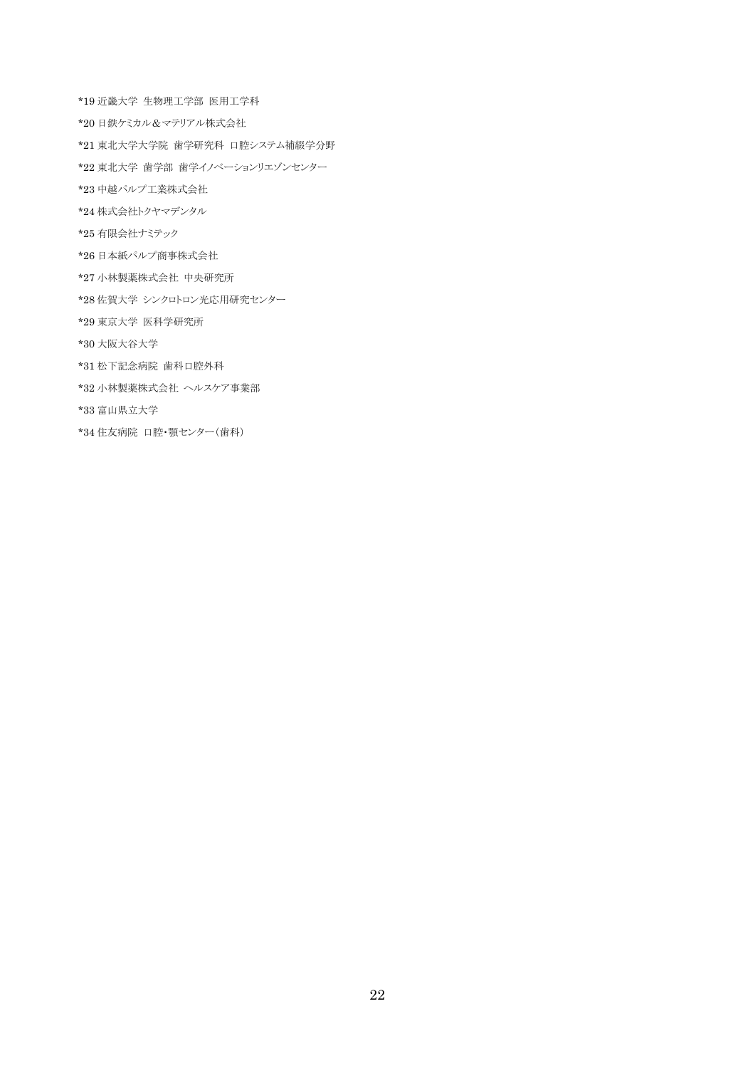*19 近畿大学 生物理工学部 医用工学科

*20 日鉄ケミカル＆マテリアル株式会社

*21 東北大学大学院 歯学研究科 口腔システム補綴学分野

*22 東北大学 歯学部 歯学イノベーションリエゾンセンター

*23 中越パルプ工業株式会社

*24 株式会社トクヤマデンタル

*25 有限会社ナミテック

*26 日本紙パルプ商事株式会社

*27 小林製薬株式会社 中央研究所

*28 佐賀大学 シンクロトロン光応用研究センター

*29 東京大学 医科学研究所

*30 大阪大谷大学

*31 松下記念病院 歯科口腔外科

*32 小林製薬株式会社 ヘルスケア事業部

*33 富山県立大学

*34 住友病院 口腔・顎センター（歯科）